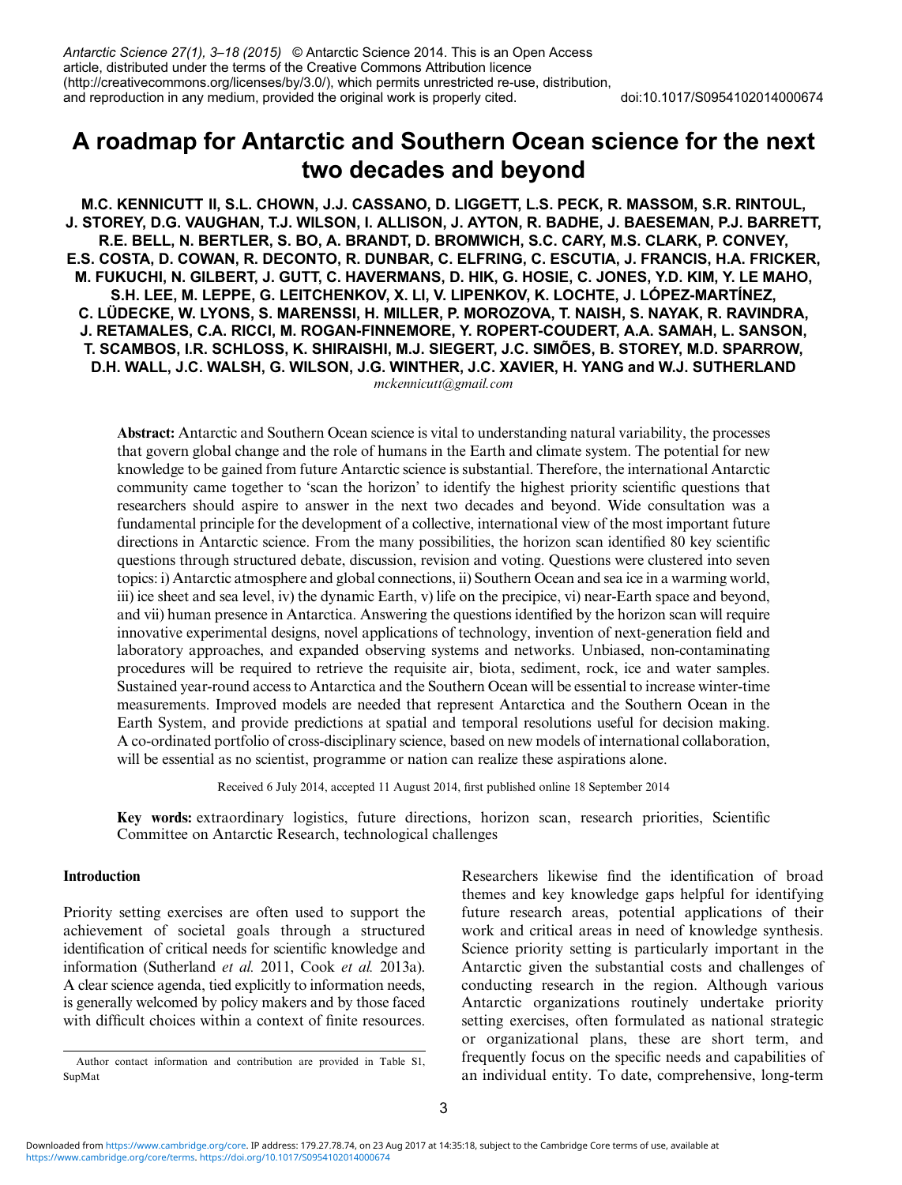Antarctic Science 27(1), 3–18 (2015) © Antarctic Science 2014. This is an Open Access article, distributed under the terms of the Creative Commons Attribution licence (http://creativecommons.org/licenses/by/3.0/), which permits unrestricted re-use, distribution, and reproduction in any medium, provided the original work is properly cited. doi:10.1017/S0954102014000674

# A roadmap for Antarctic and Southern Ocean science for the next two decades and beyond

**M.C. KENNICUTT II, S.L. CHOWN, J.J. CASSANO, D. LIGGETT, L.S. PECK, R. MASSOM, S.R. RINTOUL, J. STOREY, D.G. VAUGHAN, T.J. WILSON, I. ALLISON, J. AYTON, R. BADHE, J. BAESEMAN, P.J. BARRETT, R.E. BELL, N. BERTLER, S. BO, A. BRANDT, D. BROMWICH, S.C. CARY, M.S. CLARK, P. CONVEY, E.S. COSTA, D. COWAN, R. DECONTO, R. DUNBAR, C. ELFRING, C. ESCUTIA, J. FRANCIS, H.A. FRICKER, M. FUKUCHI, N. GILBERT, J. GUTT, C. HAVERMANS, D. HIK, G. HOSIE, C. JONES, Y.D. KIM, Y. LE MAHO, S.H. LEE, M. LEPPE, G. LEITCHENKOV, X. LI, V. LIPENKOV, K. LOCHTE, J. LÓPEZ-MARTÍNEZ, C. LÜDECKE, W. LYONS, S. MARENSSI, H. MILLER, P. MOROZOVA, T. NAISH, S. NAYAK, R. RAVINDRA, J. RETAMALES, C.A. RICCI, M. ROGAN-FINNEMORE, Y. ROPERT-COUDERT, A.A. SAMAH, L. SANSON, T. SCAMBOS, I.R. SCHLOSS, K. SHIRAISHI, M.J. SIEGERT, J.C. SIMÕES, B. STOREY, M.D. SPARROW, D.H. WALL, J.C. WALSH, G. WILSON, J.G. WINTHER, J.C. XAVIER, H. YANG and W.J. SUTHERLAND**

*mckennicutt@gmail.com*

**Abstract:** Antarctic and Southern Ocean science is vital to understanding natural variability, the processes that govern global change and the role of humans in the Earth and climate system. The potential for new knowledge to be gained from future Antarctic science is substantial. Therefore, the international Antarctic community came together to 'scan the horizon' to identify the highest priority scientific questions that researchers should aspire to answer in the next two decades and beyond. Wide consultation was a fundamental principle for the development of a collective, international view of the most important future directions in Antarctic science. From the many possibilities, the horizon scan identified 80 key scientific questions through structured debate, discussion, revision and voting. Questions were clustered into seven topics: i) Antarctic atmosphere and global connections, ii) Southern Ocean and sea ice in a warming world, iii) ice sheet and sea level, iv) the dynamic Earth, v) life on the precipice, vi) near-Earth space and beyond, and vii) human presence in Antarctica. Answering the questions identified by the horizon scan will require innovative experimental designs, novel applications of technology, invention of next-generation field and laboratory approaches, and expanded observing systems and networks. Unbiased, non-contaminating procedures will be required to retrieve the requisite air, biota, sediment, rock, ice and water samples. Sustained year-round access to Antarctica and the Southern Ocean will be essential to increase winter-time measurements. Improved models are needed that represent Antarctica and the Southern Ocean in the Earth System, and provide predictions at spatial and temporal resolutions useful for decision making. A co-ordinated portfolio of cross-disciplinary science, based on new models of international collaboration, will be essential as no scientist, programme or nation can realize these aspirations alone.

Received 6 July 2014, accepted 11 August 2014, first published online 18 September 2014

**Key words:** extraordinary logistics, future directions, horizon scan, research priorities, Scientific Committee on Antarctic Research, technological challenges

## Introduction

Priority setting exercises are often used to support the achievement of societal goals through a structured identification of critical needs for scientific knowledge and information (Sutherland *et al.* 2011, Cook *et al.* 2013a). A clear science agenda, tied explicitly to information needs, is generally welcomed by policy makers and by those faced with difficult choices within a context of finite resources. Researchers likewise find the identification of broad themes and key knowledge gaps helpful for identifying future research areas, potential applications of their work and critical areas in need of knowledge synthesis. Science priority setting is particularly important in the Antarctic given the substantial costs and challenges of conducting research in the region. Although various Antarctic organizations routinely undertake priority setting exercises, often formulated as national strategic or organizational plans, these are short term, and frequently focus on the specific needs and capabilities of an individual entity. To date, comprehensive, long-term

Author contact information and contribution are provided in Table S1, SupMat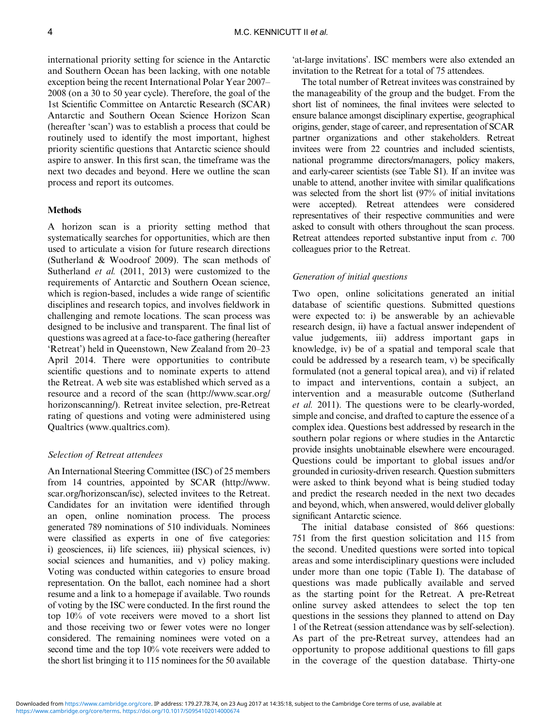international priority setting for science in the Antarctic and Southern Ocean has been lacking, with one notable exception being the recent International Polar Year 2007–2008 (on a 30 to 50 year cycle). Therefore, the goal of the 1st Scientific Committee on Antarctic Research (SCAR) Antarctic and Southern Ocean Science Horizon Scan (hereafter 'scan') was to establish a process that could be routinely used to identify the most important, highest priority scientific questions that Antarctic science should aspire to answer. In this first scan, the timeframe was the next two decades and beyond. Here we outline the scan process and report its outcomes.

## Methods

A horizon scan is a priority setting method that systematically searches for opportunities, which are then used to articulate a vision for future research directions (Sutherland & Woodroof 2009). The scan methods of Sutherland *et al.* (2011, 2013) were customized to the requirements of Antarctic and Southern Ocean science, which is region-based, includes a wide range of scientific disciplines and research topics, and involves fieldwork in challenging and remote locations. The scan process was designed to be inclusive and transparent. The final list of questions was agreed at a face-to-face gathering (hereafter 'Retreat') held in Queenstown, New Zealand from 20–23 April 2014. There were opportunities to contribute scientific questions and to nominate experts to attend the Retreat. A web site was established which served as a resource and a record of the scan (http://www.scar.org/horizonscanning/). Retreat invitee selection, pre-Retreat rating of questions and voting were administered using Qualtrics (www.qualtrics.com).

### *Selection of Retreat attendees*

An International Steering Committee (ISC) of 25 members from 14 countries, appointed by SCAR (http://www.scar.org/horizonscan/isc), selected invitees to the Retreat. Candidates for an invitation were identified through an open, online nomination process. The process generated 789 nominations of 510 individuals. Nominees were classified as experts in one of five categories: i) geosciences, ii) life sciences, iii) physical sciences, iv) social sciences and humanities, and v) policy making. Voting was conducted within categories to ensure broad representation. On the ballot, each nominee had a short resume and a link to a homepage if available. Two rounds of voting by the ISC were conducted. In the first round the top 10% of vote receivers were moved to a short list and those receiving two or fewer votes were no longer considered. The remaining nominees were voted on a second time and the top 10% vote receivers were added to the short list bringing it to 115 nominees for the 50 available 'at-large invitations'. ISC members were also extended an invitation to the Retreat for a total of 75 attendees.

The total number of Retreat invitees was constrained by the manageability of the group and the budget. From the short list of nominees, the final invitees were selected to ensure balance amongst disciplinary expertise, geographical origins, gender, stage of career, and representation of SCAR partner organizations and other stakeholders. Retreat invitees were from 22 countries and included scientists, national programme directors/managers, policy makers, and early-career scientists (see Table S1). If an invitee was unable to attend, another invitee with similar qualifications was selected from the short list (97% of initial invitations were accepted). Retreat attendees were considered representatives of their respective communities and were asked to consult with others throughout the scan process. Retreat attendees reported substantive input from *c.* 700 colleagues prior to the Retreat.

### *Generation of initial questions*

Two open, online solicitations generated an initial database of scientific questions. Submitted questions were expected to: i) be answerable by an achievable research design, ii) have a factual answer independent of value judgements, iii) address important gaps in knowledge, iv) be of a spatial and temporal scale that could be addressed by a research team, v) be specifically formulated (not a general topical area), and vi) if related to impact and interventions, contain a subject, an intervention and a measurable outcome (Sutherland *et al.* 2011). The questions were to be clearly-worded, simple and concise, and drafted to capture the essence of a complex idea. Questions best addressed by research in the southern polar regions or where studies in the Antarctic provide insights unobtainable elsewhere were encouraged. Questions could be important to global issues and/or grounded in curiosity-driven research. Question submitters were asked to think beyond what is being studied today and predict the research needed in the next two decades and beyond, which, when answered, would deliver globally significant Antarctic science.

The initial database consisted of 866 questions: 751 from the first question solicitation and 115 from the second. Unedited questions were sorted into topical areas and some interdisciplinary questions were included under more than one topic (Table I). The database of questions was made publically available and served as the starting point for the Retreat. A pre-Retreat online survey asked attendees to select the top ten questions in the sessions they planned to attend on Day 1 of the Retreat (session attendance was by self-selection). As part of the pre-Retreat survey, attendees had an opportunity to propose additional questions to fill gaps in the coverage of the question database. Thirty-one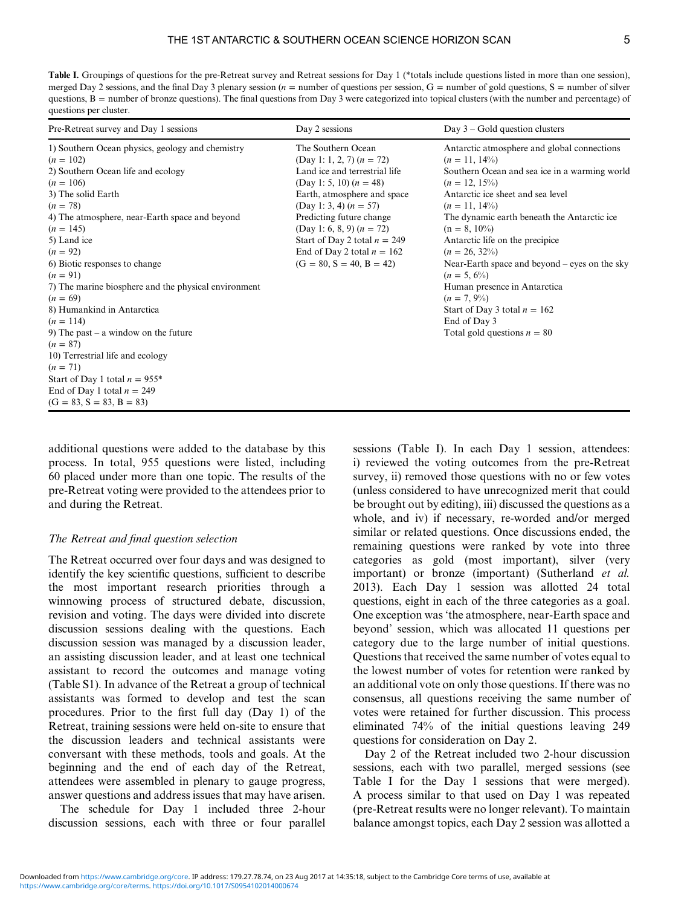**Table I.** Groupings of questions for the pre-Retreat survey and Retreat sessions for Day 1 (*totals include questions listed in more than one session), merged Day 2 sessions, and the final Day 3 plenary session ($n$ = number of questions per session, G = number of gold questions, S = number of silver questions, B = number of bronze questions). The final questions from Day 3 were categorized into topical clusters (with the number and percentage) of questions per cluster.

| Pre-Retreat survey and Day 1 sessions | Day 2 sessions | Day 3 – Gold question clusters |
|---|---|---|
| 1) Southern Ocean physics, geology and chemistry ($n$ = 102) | The Southern Ocean (Day 1: 1, 2, 7) ($n$ = 72) | Antarctic atmosphere and global connections ($n$ = 11, 14%) |
| 2) Southern Ocean life and ecology ($n$ = 106) | Land ice and terrestrial life (Day 1: 5, 10) ($n$ = 48) | Southern Ocean and sea ice in a warming world ($n$ = 12, 15%) |
| 3) The solid Earth ($n$ = 78) | Earth, atmosphere and space (Day 1: 3, 4) ($n$ = 57) | Antarctic ice sheet and sea level ($n$ = 11, 14%) |
| 4) The atmosphere, near-Earth space and beyond ($n$ = 145) | Predicting future change (Day 1: 6, 8, 9) ($n$ = 72) | The dynamic earth beneath the Antarctic ice (n = 8, 10%) |
| 5) Land ice ($n$ = 92) | Start of Day 2 total $n$ = 249 | Antarctic life on the precipice ($n$ = 26, 32%) |
| 6) Biotic responses to change ($n$ = 91) | End of Day 2 total $n$ = 162 | Near-Earth space and beyond – eyes on the sky ($n$ = 5, 6%) |
| 7) The marine biosphere and the physical environment ($n$ = 69) | (G = 80, S = 40, B = 42) | Human presence in Antarctica ($n$ = 7, 9%) |
| 8) Humankind in Antarctica ($n$ = 114) | | Start of Day 3 total $n$ = 162 |
| 9) The past – a window on the future ($n$ = 87) | | End of Day 3 |
| 10) Terrestrial life and ecology ($n$ = 71) | | Total gold questions $n$ = 80 |
| Start of Day 1 total $n$ = 955* | | |
| End of Day 1 total $n$ = 249 | | |
| (G = 83, S = 83, B = 83) | | |

additional questions were added to the database by this process. In total, 955 questions were listed, including 60 placed under more than one topic. The results of the pre-Retreat voting were provided to the attendees prior to and during the Retreat.

### *The Retreat and final question selection*

The Retreat occurred over four days and was designed to identify the key scientific questions, sufficient to describe the most important research priorities through a winnowing process of structured debate, discussion, revision and voting. The days were divided into discrete discussion sessions dealing with the questions. Each discussion session was managed by a discussion leader, an assisting discussion leader, and at least one technical assistant to record the outcomes and manage voting (Table S1). In advance of the Retreat a group of technical assistants was formed to develop and test the scan procedures. Prior to the first full day (Day 1) of the Retreat, training sessions were held on-site to ensure that the discussion leaders and technical assistants were conversant with these methods, tools and goals. At the beginning and the end of each day of the Retreat, attendees were assembled in plenary to gauge progress, answer questions and address issues that may have arisen.

The schedule for Day 1 included three 2-hour discussion sessions, each with three or four parallel sessions (Table I). In each Day 1 session, attendees: i) reviewed the voting outcomes from the pre-Retreat survey, ii) removed those questions with no or few votes (unless considered to have unrecognized merit that could be brought out by editing), iii) discussed the questions as a whole, and iv) if necessary, re-worded and/or merged similar or related questions. Once discussions ended, the remaining questions were ranked by vote into three categories as gold (most important), silver (very important) or bronze (important) (Sutherland *et al.* 2013). Each Day 1 session was allotted 24 total questions, eight in each of the three categories as a goal. One exception was 'the atmosphere, near-Earth space and beyond' session, which was allocated 11 questions per category due to the large number of initial questions. Questions that received the same number of votes equal to the lowest number of votes for retention were ranked by an additional vote on only those questions. If there was no consensus, all questions receiving the same number of votes were retained for further discussion. This process eliminated 74% of the initial questions leaving 249 questions for consideration on Day 2.

Day 2 of the Retreat included two 2-hour discussion sessions, each with two parallel, merged sessions (see Table I for the Day 1 sessions that were merged). A process similar to that used on Day 1 was repeated (pre-Retreat results were no longer relevant). To maintain balance amongst topics, each Day 2 session was allotted a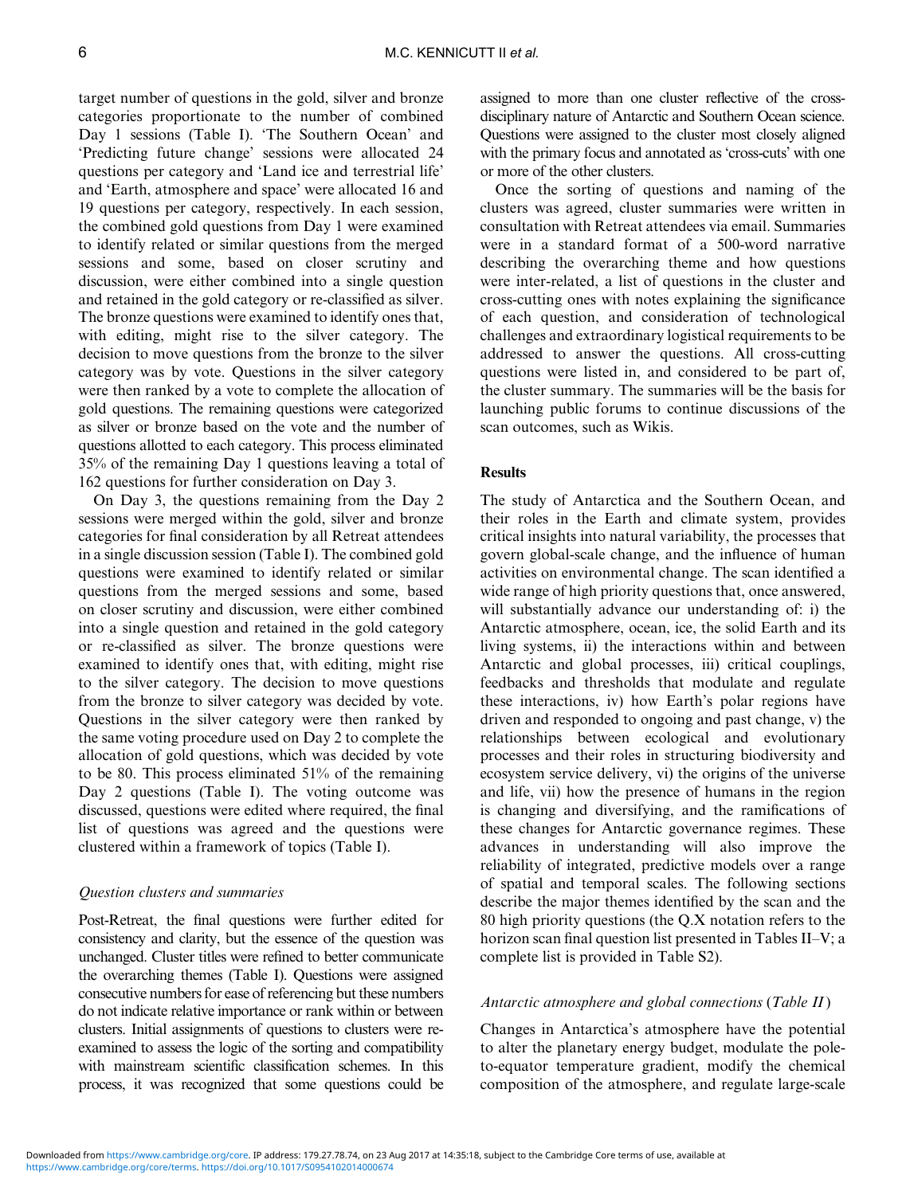target number of questions in the gold, silver and bronze categories proportionate to the number of combined Day 1 sessions (Table I). 'The Southern Ocean' and 'Predicting future change' sessions were allocated 24 questions per category and 'Land ice and terrestrial life' and 'Earth, atmosphere and space' were allocated 16 and 19 questions per category, respectively. In each session, the combined gold questions from Day 1 were examined to identify related or similar questions from the merged sessions and some, based on closer scrutiny and discussion, were either combined into a single question and retained in the gold category or re-classified as silver. The bronze questions were examined to identify ones that, with editing, might rise to the silver category. The decision to move questions from the bronze to the silver category was by vote. Questions in the silver category were then ranked by a vote to complete the allocation of gold questions. The remaining questions were categorized as silver or bronze based on the vote and the number of questions allotted to each category. This process eliminated 35% of the remaining Day 1 questions leaving a total of 162 questions for further consideration on Day 3.

On Day 3, the questions remaining from the Day 2 sessions were merged within the gold, silver and bronze categories for final consideration by all Retreat attendees in a single discussion session (Table I). The combined gold questions were examined to identify related or similar questions from the merged sessions and some, based on closer scrutiny and discussion, were either combined into a single question and retained in the gold category or re-classified as silver. The bronze questions were examined to identify ones that, with editing, might rise to the silver category. The decision to move questions from the bronze to silver category was decided by vote. Questions in the silver category were then ranked by the same voting procedure used on Day 2 to complete the allocation of gold questions, which was decided by vote to be 80. This process eliminated 51% of the remaining Day 2 questions (Table I). The voting outcome was discussed, questions were edited where required, the final list of questions was agreed and the questions were clustered within a framework of topics (Table I).

### *Question clusters and summaries*

Post-Retreat, the final questions were further edited for consistency and clarity, but the essence of the question was unchanged. Cluster titles were refined to better communicate the overarching themes (Table I). Questions were assigned consecutive numbers for ease of referencing but these numbers do not indicate relative importance or rank within or between clusters. Initial assignments of questions to clusters were re-examined to assess the logic of the sorting and compatibility with mainstream scientific classification schemes. In this process, it was recognized that some questions could be assigned to more than one cluster reflective of the cross-disciplinary nature of Antarctic and Southern Ocean science. Questions were assigned to the cluster most closely aligned with the primary focus and annotated as 'cross-cuts' with one or more of the other clusters.

Once the sorting of questions and naming of the clusters was agreed, cluster summaries were written in consultation with Retreat attendees via email. Summaries were in a standard format of a 500-word narrative describing the overarching theme and how questions were inter-related, a list of questions in the cluster and cross-cutting ones with notes explaining the significance of each question, and consideration of technological challenges and extraordinary logistical requirements to be addressed to answer the questions. All cross-cutting questions were listed in, and considered to be part of, the cluster summary. The summaries will be the basis for launching public forums to continue discussions of the scan outcomes, such as Wikis.

## Results

The study of Antarctica and the Southern Ocean, and their roles in the Earth and climate system, provides critical insights into natural variability, the processes that govern global-scale change, and the influence of human activities on environmental change. The scan identified a wide range of high priority questions that, once answered, will substantially advance our understanding of: i) the Antarctic atmosphere, ocean, ice, the solid Earth and its living systems, ii) the interactions within and between Antarctic and global processes, iii) critical couplings, feedbacks and thresholds that modulate and regulate these interactions, iv) how Earth's polar regions have driven and responded to ongoing and past change, v) the relationships between ecological and evolutionary processes and their roles in structuring biodiversity and ecosystem service delivery, vi) the origins of the universe and life, vii) how the presence of humans in the region is changing and diversifying, and the ramifications of these changes for Antarctic governance regimes. These advances in understanding will also improve the reliability of integrated, predictive models over a range of spatial and temporal scales. The following sections describe the major themes identified by the scan and the 80 high priority questions (the Q.X notation refers to the horizon scan final question list presented in Tables II–V; a complete list is provided in Table S2).

### *Antarctic atmosphere and global connections* (*Table II*)

Changes in Antarctica's atmosphere have the potential to alter the planetary energy budget, modulate the pole-to-equator temperature gradient, modify the chemical composition of the atmosphere, and regulate large-scale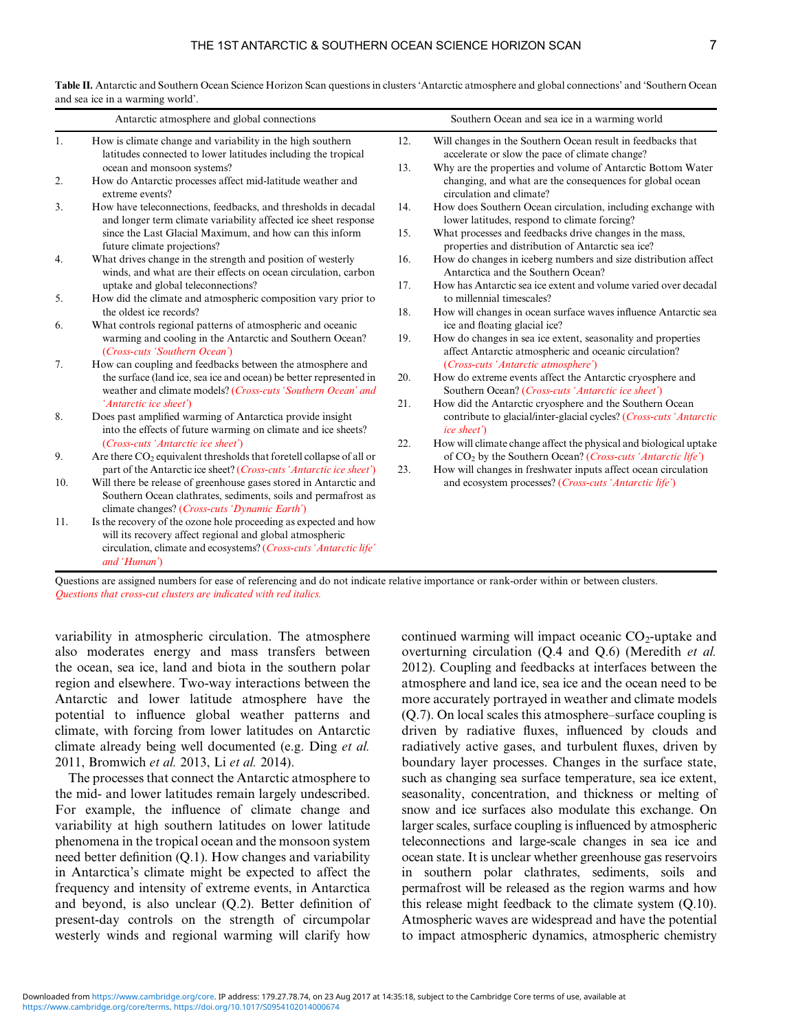**Table II.** Antarctic and Southern Ocean Science Horizon Scan questions in clusters 'Antarctic atmosphere and global connections' and 'Southern Ocean and sea ice in a warming world'.

| | Antarctic atmosphere and global connections | | Southern Ocean and sea ice in a warming world |
|---|---|---|---|
| 1. | How is climate change and variability in the high southern latitudes connected to lower latitudes including the tropical ocean and monsoon systems? | 12. | Will changes in the Southern Ocean result in feedbacks that accelerate or slow the pace of climate change? |
| 2. | How do Antarctic processes affect mid-latitude weather and extreme events? | 13. | Why are the properties and volume of Antarctic Bottom Water changing, and what are the consequences for global ocean circulation and climate? |
| 3. | How have teleconnections, feedbacks, and thresholds in decadal and longer term climate variability affected ice sheet response since the Last Glacial Maximum, and how can this inform future climate projections? | 14. | How does Southern Ocean circulation, including exchange with lower latitudes, respond to climate forcing? |
| | | 15. | What processes and feedbacks drive changes in the mass, properties and distribution of Antarctic sea ice? |
| 4. | What drives change in the strength and position of westerly winds, and what are their effects on ocean circulation, carbon uptake and global teleconnections? | 16. | How do changes in iceberg numbers and size distribution affect Antarctica and the Southern Ocean? |
| | | 17. | How has Antarctic sea ice extent and volume varied over decadal to millennial timescales? |
| 5. | How did the climate and atmospheric composition vary prior to the oldest ice records? | 18. | How will changes in ocean surface waves influence Antarctic sea ice and floating glacial ice? |
| 6. | What controls regional patterns of atmospheric and oceanic warming and cooling in the Antarctic and Southern Ocean? (*Cross-cuts 'Southern Ocean'*) | 19. | How do changes in sea ice extent, seasonality and properties affect Antarctic atmospheric and oceanic circulation? (*Cross-cuts 'Antarctic atmosphere'*) |
| 7. | How can coupling and feedbacks between the atmosphere and the surface (land ice, sea ice and ocean) be better represented in weather and climate models? (*Cross-cuts 'Southern Ocean' and 'Antarctic ice sheet'*) | 20. | How do extreme events affect the Antarctic cryosphere and Southern Ocean? (*Cross-cuts 'Antarctic ice sheet'*) |
| | | 21. | How did the Antarctic cryosphere and the Southern Ocean contribute to glacial/inter-glacial cycles? (*Cross-cuts 'Antarctic ice sheet'*) |
| 8. | Does past amplified warming of Antarctica provide insight into the effects of future warming on climate and ice sheets? (*Cross-cuts 'Antarctic ice sheet'*) | 22. | How will climate change affect the physical and biological uptake of $CO_2$ by the Southern Ocean? (*Cross-cuts 'Antarctic life'*) |
| 9. | Are there $CO_2$ equivalent thresholds that foretell collapse of all or part of the Antarctic ice sheet? (*Cross-cuts 'Antarctic ice sheet'*) | 23. | How will changes in freshwater inputs affect ocean circulation and ecosystem processes? (*Cross-cuts 'Antarctic life'*) |
| 10. | Will there be release of greenhouse gases stored in Antarctic and Southern Ocean clathrates, sediments, soils and permafrost as climate changes? (*Cross-cuts 'Dynamic Earth'*) | | |
| 11. | Is the recovery of the ozone hole proceeding as expected and how will its recovery affect regional and global atmospheric circulation, climate and ecosystems? (*Cross-cuts 'Antarctic life' and 'Human'*) | | |

Questions are assigned numbers for ease of referencing and do not indicate relative importance or rank-order within or between clusters.
*Questions that cross-cut clusters are indicated with red italics.*

variability in atmospheric circulation. The atmosphere also moderates energy and mass transfers between the ocean, sea ice, land and biota in the southern polar region and elsewhere. Two-way interactions between the Antarctic and lower latitude atmosphere have the potential to influence global weather patterns and climate, with forcing from lower latitudes on Antarctic climate already being well documented (e.g. Ding *et al.* 2011, Bromwich *et al.* 2013, Li *et al.* 2014).

The processes that connect the Antarctic atmosphere to the mid- and lower latitudes remain largely undescribed. For example, the influence of climate change and variability at high southern latitudes on lower latitude phenomena in the tropical ocean and the monsoon system need better definition (Q.1). How changes and variability in Antarctica's climate might be expected to affect the frequency and intensity of extreme events, in Antarctica and beyond, is also unclear (Q.2). Better definition of present-day controls on the strength of circumpolar westerly winds and regional warming will clarify how continued warming will impact oceanic $CO_2$-uptake and overturning circulation (Q.4 and Q.6) (Meredith *et al.* 2012). Coupling and feedbacks at interfaces between the atmosphere and land ice, sea ice and the ocean need to be more accurately portrayed in weather and climate models (Q.7). On local scales this atmosphere–surface coupling is driven by radiative fluxes, influenced by clouds and radiatively active gases, and turbulent fluxes, driven by boundary layer processes. Changes in the surface state, such as changing sea surface temperature, sea ice extent, seasonality, concentration, and thickness or melting of snow and ice surfaces also modulate this exchange. On larger scales, surface coupling is influenced by atmospheric teleconnections and large-scale changes in sea ice and ocean state. It is unclear whether greenhouse gas reservoirs in southern polar clathrates, sediments, soils and permafrost will be released as the region warms and how this release might feedback to the climate system (Q.10). Atmospheric waves are widespread and have the potential to impact atmospheric dynamics, atmospheric chemistry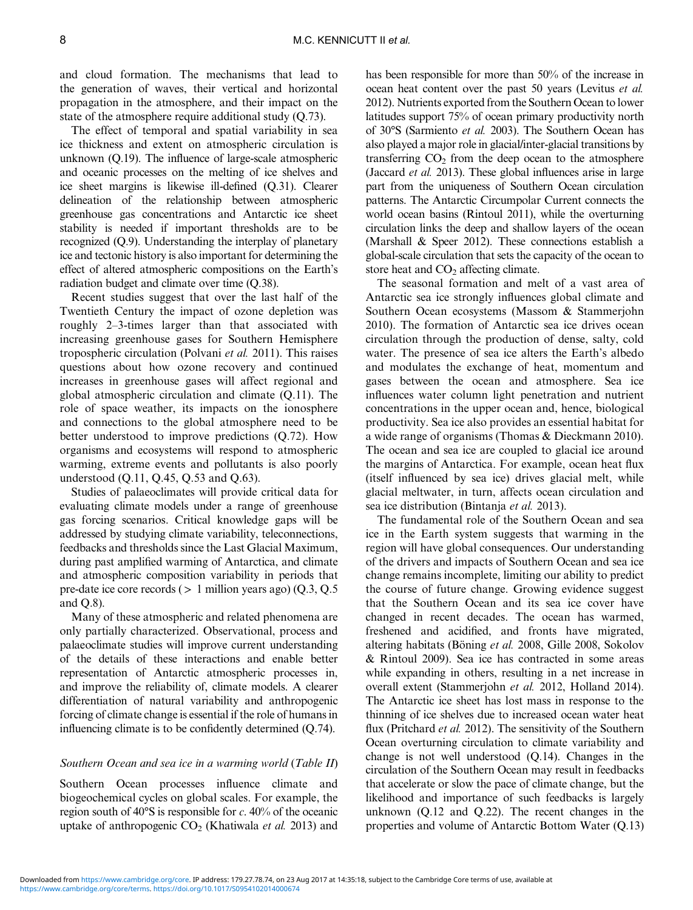and cloud formation. The mechanisms that lead to the generation of waves, their vertical and horizontal propagation in the atmosphere, and their impact on the state of the atmosphere require additional study (Q.73).

The effect of temporal and spatial variability in sea ice thickness and extent on atmospheric circulation is unknown (Q.19). The influence of large-scale atmospheric and oceanic processes on the melting of ice shelves and ice sheet margins is likewise ill-defined (Q.31). Clearer delineation of the relationship between atmospheric greenhouse gas concentrations and Antarctic ice sheet stability is needed if important thresholds are to be recognized (Q.9). Understanding the interplay of planetary ice and tectonic history is also important for determining the effect of altered atmospheric compositions on the Earth's radiation budget and climate over time (Q.38).

Recent studies suggest that over the last half of the Twentieth Century the impact of ozone depletion was roughly 2–3-times larger than that associated with increasing greenhouse gases for Southern Hemisphere tropospheric circulation (Polvani *et al.* 2011). This raises questions about how ozone recovery and continued increases in greenhouse gases will affect regional and global atmospheric circulation and climate (Q.11). The role of space weather, its impacts on the ionosphere and connections to the global atmosphere need to be better understood to improve predictions (Q.72). How organisms and ecosystems will respond to atmospheric warming, extreme events and pollutants is also poorly understood (Q.11, Q.45, Q.53 and Q.63).

Studies of palaeoclimates will provide critical data for evaluating climate models under a range of greenhouse gas forcing scenarios. Critical knowledge gaps will be addressed by studying climate variability, teleconnections, feedbacks and thresholds since the Last Glacial Maximum, during past amplified warming of Antarctica, and climate and atmospheric composition variability in periods that pre-date ice core records ($>$ 1 million years ago) (Q.3, Q.5 and Q.8).

Many of these atmospheric and related phenomena are only partially characterized. Observational, process and palaeoclimate studies will improve current understanding of the details of these interactions and enable better representation of Antarctic atmospheric processes in, and improve the reliability of, climate models. A clearer differentiation of natural variability and anthropogenic forcing of climate change is essential if the role of humans in influencing climate is to be confidently determined (Q.74).

### *Southern Ocean and sea ice in a warming world* (*Table II*)

Southern Ocean processes influence climate and biogeochemical cycles on global scales. For example, the region south of 40°S is responsible for *c.* 40% of the oceanic uptake of anthropogenic $CO_2$ (Khatiwala *et al.* 2013) and has been responsible for more than 50% of the increase in ocean heat content over the past 50 years (Levitus *et al.* 2012). Nutrients exported from the Southern Ocean to lower latitudes support 75% of ocean primary productivity north of 30°S (Sarmiento *et al.* 2003). The Southern Ocean has also played a major role in glacial/inter-glacial transitions by transferring $CO_2$ from the deep ocean to the atmosphere (Jaccard *et al.* 2013). These global influences arise in large part from the uniqueness of Southern Ocean circulation patterns. The Antarctic Circumpolar Current connects the world ocean basins (Rintoul 2011), while the overturning circulation links the deep and shallow layers of the ocean (Marshall & Speer 2012). These connections establish a global-scale circulation that sets the capacity of the ocean to store heat and $CO_2$ affecting climate.

The seasonal formation and melt of a vast area of Antarctic sea ice strongly influences global climate and Southern Ocean ecosystems (Massom & Stammerjohn 2010). The formation of Antarctic sea ice drives ocean circulation through the production of dense, salty, cold water. The presence of sea ice alters the Earth's albedo and modulates the exchange of heat, momentum and gases between the ocean and atmosphere. Sea ice influences water column light penetration and nutrient concentrations in the upper ocean and, hence, biological productivity. Sea ice also provides an essential habitat for a wide range of organisms (Thomas & Dieckmann 2010). The ocean and sea ice are coupled to glacial ice around the margins of Antarctica. For example, ocean heat flux (itself influenced by sea ice) drives glacial melt, while glacial meltwater, in turn, affects ocean circulation and sea ice distribution (Bintanja *et al.* 2013).

The fundamental role of the Southern Ocean and sea ice in the Earth system suggests that warming in the region will have global consequences. Our understanding of the drivers and impacts of Southern Ocean and sea ice change remains incomplete, limiting our ability to predict the course of future change. Growing evidence suggest that the Southern Ocean and its sea ice cover have changed in recent decades. The ocean has warmed, freshened and acidified, and fronts have migrated, altering habitats (Böning *et al.* 2008, Gille 2008, Sokolov & Rintoul 2009). Sea ice has contracted in some areas while expanding in others, resulting in a net increase in overall extent (Stammerjohn *et al.* 2012, Holland 2014). The Antarctic ice sheet has lost mass in response to the thinning of ice shelves due to increased ocean water heat flux (Pritchard *et al.* 2012). The sensitivity of the Southern Ocean overturning circulation to climate variability and change is not well understood (Q.14). Changes in the circulation of the Southern Ocean may result in feedbacks that accelerate or slow the pace of climate change, but the likelihood and importance of such feedbacks is largely unknown (Q.12 and Q.22). The recent changes in the properties and volume of Antarctic Bottom Water (Q.13)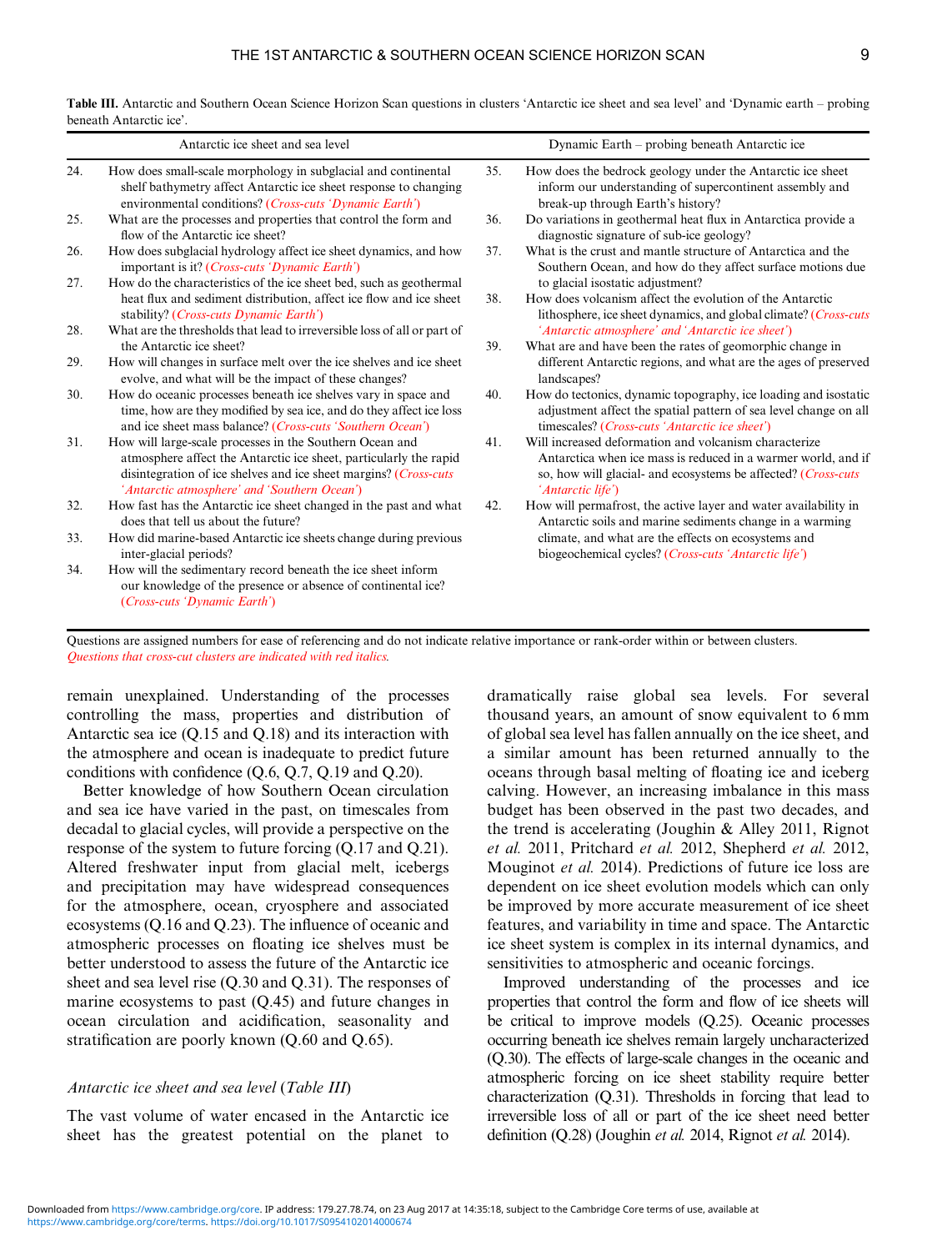**Table III.** Antarctic and Southern Ocean Science Horizon Scan questions in clusters 'Antarctic ice sheet and sea level' and 'Dynamic earth – probing beneath Antarctic ice'.

| | Antarctic ice sheet and sea level | | Dynamic Earth – probing beneath Antarctic ice |
|---|---|---|---|
| 24. | How does small-scale morphology in subglacial and continental shelf bathymetry affect Antarctic ice sheet response to changing environmental conditions? *(Cross-cuts 'Dynamic Earth')* | 35. | How does the bedrock geology under the Antarctic ice sheet inform our understanding of supercontinent assembly and break-up through Earth's history? |
| 25. | What are the processes and properties that control the form and flow of the Antarctic ice sheet? | 36. | Do variations in geothermal heat flux in Antarctica provide a diagnostic signature of sub-ice geology? |
| 26. | How does subglacial hydrology affect ice sheet dynamics, and how important is it? *(Cross-cuts 'Dynamic Earth')* | 37. | What is the crust and mantle structure of Antarctica and the Southern Ocean, and how do they affect surface motions due to glacial isostatic adjustment? |
| 27. | How do the characteristics of the ice sheet bed, such as geothermal heat flux and sediment distribution, affect ice flow and ice sheet stability? *(Cross-cuts Dynamic Earth')* | 38. | How does volcanism affect the evolution of the Antarctic lithosphere, ice sheet dynamics, and global climate? *(Cross-cuts 'Antarctic atmosphere' and 'Antarctic ice sheet')* |
| 28. | What are the thresholds that lead to irreversible loss of all or part of the Antarctic ice sheet? | 39. | What are and have been the rates of geomorphic change in different Antarctic regions, and what are the ages of preserved landscapes? |
| 29. | How will changes in surface melt over the ice shelves and ice sheet evolve, and what will be the impact of these changes? | 40. | How do tectonics, dynamic topography, ice loading and isostatic adjustment affect the spatial pattern of sea level change on all timescales? *(Cross-cuts 'Antarctic ice sheet')* |
| 30. | How do oceanic processes beneath ice shelves vary in space and time, how are they modified by sea ice, and do they affect ice loss and ice sheet mass balance? *(Cross-cuts 'Southern Ocean')* | 41. | Will increased deformation and volcanism characterize Antarctica when ice mass is reduced in a warmer world, and if so, how will glacial- and ecosystems be affected? *(Cross-cuts 'Antarctic life')* |
| 31. | How will large-scale processes in the Southern Ocean and atmosphere affect the Antarctic ice sheet, particularly the rapid disintegration of ice shelves and ice sheet margins? *(Cross-cuts 'Antarctic atmosphere' and 'Southern Ocean')* | 42. | How will permafrost, the active layer and water availability in Antarctic soils and marine sediments change in a warming climate, and what are the effects on ecosystems and biogeochemical cycles? *(Cross-cuts 'Antarctic life')* |
| 32. | How fast has the Antarctic ice sheet changed in the past and what does that tell us about the future? | | |
| 33. | How did marine-based Antarctic ice sheets change during previous inter-glacial periods? | | |
| 34. | How will the sedimentary record beneath the ice sheet inform our knowledge of the presence or absence of continental ice? *(Cross-cuts 'Dynamic Earth')* | | |

Questions are assigned numbers for ease of referencing and do not indicate relative importance or rank-order within or between clusters.
*Questions that cross-cut clusters are indicated with red italics.*

remain unexplained. Understanding of the processes controlling the mass, properties and distribution of Antarctic sea ice (Q.15 and Q.18) and its interaction with the atmosphere and ocean is inadequate to predict future conditions with confidence (Q.6, Q.7, Q.19 and Q.20).

Better knowledge of how Southern Ocean circulation and sea ice have varied in the past, on timescales from decadal to glacial cycles, will provide a perspective on the response of the system to future forcing (Q.17 and Q.21). Altered freshwater input from glacial melt, icebergs and precipitation may have widespread consequences for the atmosphere, ocean, cryosphere and associated ecosystems (Q.16 and Q.23). The influence of oceanic and atmospheric processes on floating ice shelves must be better understood to assess the future of the Antarctic ice sheet and sea level rise (Q.30 and Q.31). The responses of marine ecosystems to past (Q.45) and future changes in ocean circulation and acidification, seasonality and stratification are poorly known (Q.60 and Q.65).

### *Antarctic ice sheet and sea level* (*Table III*)

The vast volume of water encased in the Antarctic ice sheet has the greatest potential on the planet to dramatically raise global sea levels. For several thousand years, an amount of snow equivalent to 6 mm of global sea level has fallen annually on the ice sheet, and a similar amount has been returned annually to the oceans through basal melting of floating ice and iceberg calving. However, an increasing imbalance in this mass budget has been observed in the past two decades, and the trend is accelerating (Joughin & Alley 2011, Rignot *et al.* 2011, Pritchard *et al.* 2012, Shepherd *et al.* 2012, Mouginot *et al.* 2014). Predictions of future ice loss are dependent on ice sheet evolution models which can only be improved by more accurate measurement of ice sheet features, and variability in time and space. The Antarctic ice sheet system is complex in its internal dynamics, and sensitivities to atmospheric and oceanic forcings.

Improved understanding of the processes and ice properties that control the form and flow of ice sheets will be critical to improve models (Q.25). Oceanic processes occurring beneath ice shelves remain largely uncharacterized (Q.30). The effects of large-scale changes in the oceanic and atmospheric forcing on ice sheet stability require better characterization (Q.31). Thresholds in forcing that lead to irreversible loss of all or part of the ice sheet need better definition (Q.28) (Joughin *et al.* 2014, Rignot *et al.* 2014).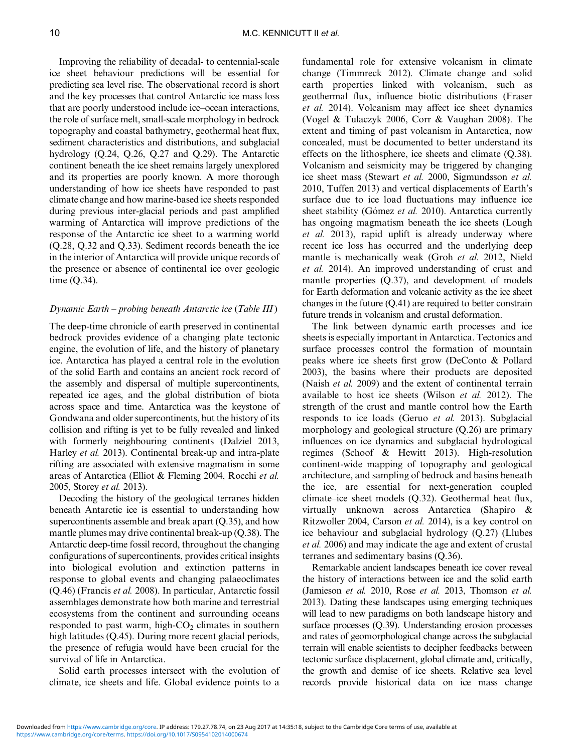Improving the reliability of decadal- to centennial-scale ice sheet behaviour predictions will be essential for predicting sea level rise. The observational record is short and the key processes that control Antarctic ice mass loss that are poorly understood include ice–ocean interactions, the role of surface melt, small-scale morphology in bedrock topography and coastal bathymetry, geothermal heat flux, sediment characteristics and distributions, and subglacial hydrology (Q.24, Q.26, Q.27 and Q.29). The Antarctic continent beneath the ice sheet remains largely unexplored and its properties are poorly known. A more thorough understanding of how ice sheets have responded to past climate change and how marine-based ice sheets responded during previous inter-glacial periods and past amplified warming of Antarctica will improve predictions of the response of the Antarctic ice sheet to a warming world (Q.28, Q.32 and Q.33). Sediment records beneath the ice in the interior of Antarctica will provide unique records of the presence or absence of continental ice over geologic time (Q.34).

*Dynamic Earth – probing beneath Antarctic ice* (*Table III*)

The deep-time chronicle of earth preserved in continental bedrock provides evidence of a changing plate tectonic engine, the evolution of life, and the history of planetary ice. Antarctica has played a central role in the evolution of the solid Earth and contains an ancient rock record of the assembly and dispersal of multiple supercontinents, repeated ice ages, and the global distribution of biota across space and time. Antarctica was the keystone of Gondwana and older supercontinents, but the history of its collision and rifting is yet to be fully revealed and linked with formerly neighbouring continents (Dalziel 2013, Harley *et al.* 2013). Continental break-up and intra-plate rifting are associated with extensive magmatism in some areas of Antarctica (Elliot & Fleming 2004, Rocchi *et al.* 2005, Storey *et al.* 2013).

Decoding the history of the geological terranes hidden beneath Antarctic ice is essential to understanding how supercontinents assemble and break apart (Q.35), and how mantle plumes may drive continental break-up (Q.38). The Antarctic deep-time fossil record, throughout the changing configurations of supercontinents, provides critical insights into biological evolution and extinction patterns in response to global events and changing palaeoclimates (Q.46) (Francis *et al.* 2008). In particular, Antarctic fossil assemblages demonstrate how both marine and terrestrial ecosystems from the continent and surrounding oceans responded to past warm, high-$CO_2$ climates in southern high latitudes (Q.45). During more recent glacial periods, the presence of refugia would have been crucial for the survival of life in Antarctica.

Solid earth processes intersect with the evolution of climate, ice sheets and life. Global evidence points to a fundamental role for extensive volcanism in climate change (Timmreck 2012). Climate change and solid earth properties linked with volcanism, such as geothermal flux, influence biotic distributions (Fraser *et al.* 2014). Volcanism may affect ice sheet dynamics (Vogel & Tulaczyk 2006, Corr & Vaughan 2008). The extent and timing of past volcanism in Antarctica, now concealed, must be documented to better understand its effects on the lithosphere, ice sheets and climate (Q.38). Volcanism and seismicity may be triggered by changing ice sheet mass (Stewart *et al.* 2000, Sigmundsson *et al.* 2010, Tuffen 2013) and vertical displacements of Earth's surface due to ice load fluctuations may influence ice sheet stability (Gómez *et al.* 2010). Antarctica currently has ongoing magmatism beneath the ice sheets (Lough *et al.* 2013), rapid uplift is already underway where recent ice loss has occurred and the underlying deep mantle is mechanically weak (Groh *et al.* 2012, Nield *et al.* 2014). An improved understanding of crust and mantle properties (Q.37), and development of models for Earth deformation and volcanic activity as the ice sheet changes in the future (Q.41) are required to better constrain future trends in volcanism and crustal deformation.

The link between dynamic earth processes and ice sheets is especially important in Antarctica. Tectonics and surface processes control the formation of mountain peaks where ice sheets first grow (DeConto & Pollard 2003), the basins where their products are deposited (Naish *et al.* 2009) and the extent of continental terrain available to host ice sheets (Wilson *et al.* 2012). The strength of the crust and mantle control how the Earth responds to ice loads (Geruo *et al.* 2013). Subglacial morphology and geological structure (Q.26) are primary influences on ice dynamics and subglacial hydrological regimes (Schoof & Hewitt 2013). High-resolution continent-wide mapping of topography and geological architecture, and sampling of bedrock and basins beneath the ice, are essential for next-generation coupled climate–ice sheet models (Q.32). Geothermal heat flux, virtually unknown across Antarctica (Shapiro & Ritzwoller 2004, Carson *et al.* 2014), is a key control on ice behaviour and subglacial hydrology (Q.27) (Llubes *et al.* 2006) and may indicate the age and extent of crustal terranes and sedimentary basins (Q.36).

Remarkable ancient landscapes beneath ice cover reveal the history of interactions between ice and the solid earth (Jamieson *et al.* 2010, Rose *et al.* 2013, Thomson *et al.* 2013). Dating these landscapes using emerging techniques will lead to new paradigms on both landscape history and surface processes (Q.39). Understanding erosion processes and rates of geomorphological change across the subglacial terrain will enable scientists to decipher feedbacks between tectonic surface displacement, global climate and, critically, the growth and demise of ice sheets. Relative sea level records provide historical data on ice mass change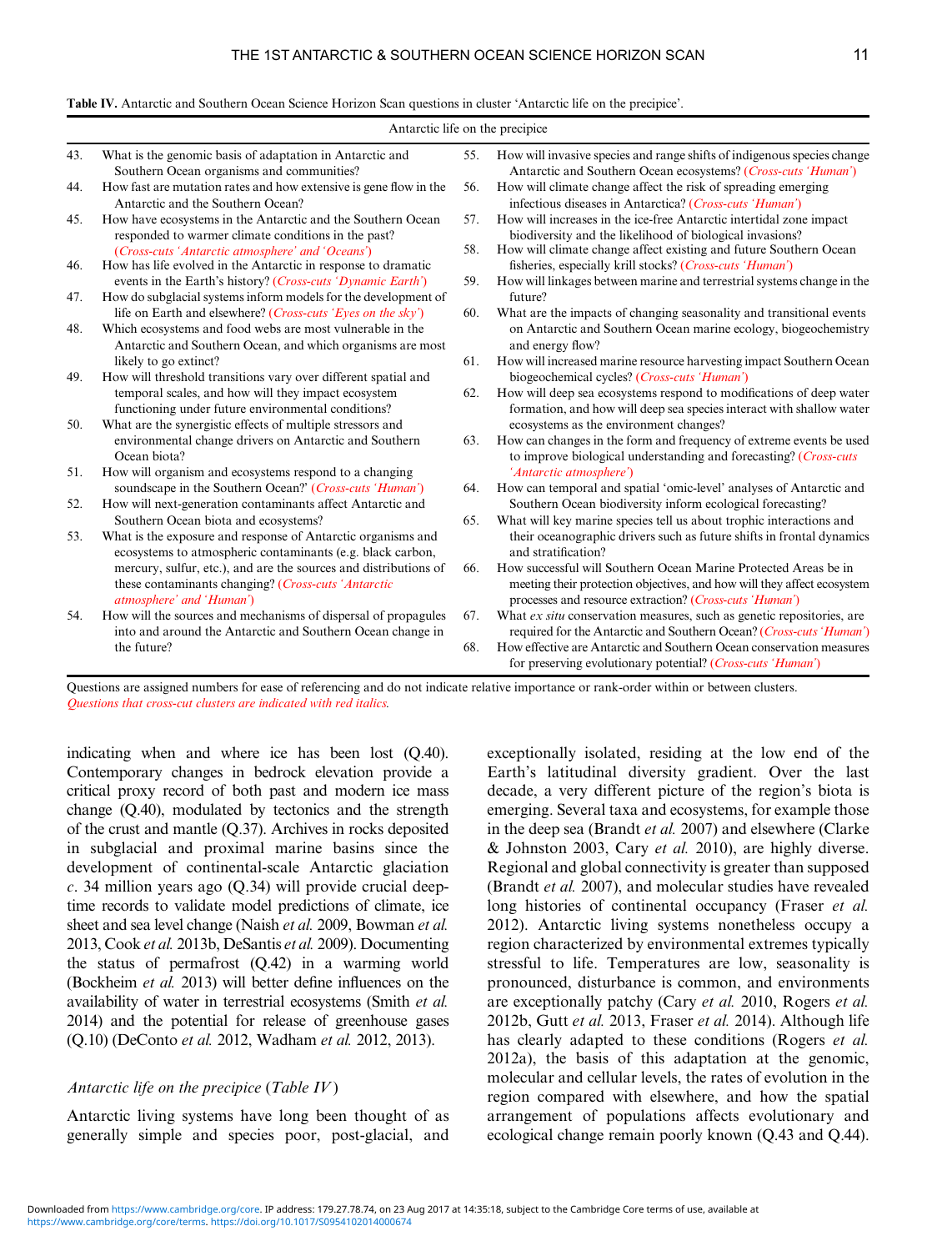**Table IV.** Antarctic and Southern Ocean Science Horizon Scan questions in cluster 'Antarctic life on the precipice'.

| Antarctic life on the precipice | | | |
|---|---|---|---|
| 43. | What is the genomic basis of adaptation in Antarctic and Southern Ocean organisms and communities? | 55. | How will invasive species and range shifts of indigenous species change Antarctic and Southern Ocean ecosystems? (*Cross-cuts 'Human'*) |
| 44. | How fast are mutation rates and how extensive is gene flow in the Antarctic and the Southern Ocean? | 56. | How will climate change affect the risk of spreading emerging infectious diseases in Antarctica? (*Cross-cuts 'Human'*) |
| 45. | How have ecosystems in the Antarctic and the Southern Ocean responded to warmer climate conditions in the past? (*Cross-cuts 'Antarctic atmosphere' and 'Oceans'*) | 57. | How will increases in the ice-free Antarctic intertidal zone impact biodiversity and the likelihood of biological invasions? |
| 46. | How has life evolved in the Antarctic in response to dramatic events in the Earth's history? (*Cross-cuts 'Dynamic Earth'*) | 58. | How will climate change affect existing and future Southern Ocean fisheries, especially krill stocks? (*Cross-cuts 'Human'*) |
| 47. | How do subglacial systems inform models for the development of life on Earth and elsewhere? (*Cross-cuts 'Eyes on the sky'*) | 59. | How will linkages between marine and terrestrial systems change in the future? |
| 48. | Which ecosystems and food webs are most vulnerable in the Antarctic and Southern Ocean, and which organisms are most likely to go extinct? | 60. | What are the impacts of changing seasonality and transitional events on Antarctic and Southern Ocean marine ecology, biogeochemistry and energy flow? |
| 49. | How will threshold transitions vary over different spatial and temporal scales, and how will they impact ecosystem functioning under future environmental conditions? | 61. | How will increased marine resource harvesting impact Southern Ocean biogeochemical cycles? (*Cross-cuts 'Human'*) |
| 50. | What are the synergistic effects of multiple stressors and environmental change drivers on Antarctic and Southern Ocean biota? | 62. | How will deep sea ecosystems respond to modifications of deep water formation, and how will deep sea species interact with shallow water ecosystems as the environment changes? |
| 51. | How will organism and ecosystems respond to a changing soundscape in the Southern Ocean?' (*Cross-cuts 'Human'*) | 63. | How can changes in the form and frequency of extreme events be used to improve biological understanding and forecasting? (*Cross-cuts 'Antarctic atmosphere'*) |
| 52. | How will next-generation contaminants affect Antarctic and Southern Ocean biota and ecosystems? | 64. | How can temporal and spatial 'omic-level' analyses of Antarctic and Southern Ocean biodiversity inform ecological forecasting? |
| 53. | What is the exposure and response of Antarctic organisms and ecosystems to atmospheric contaminants (e.g. black carbon, mercury, sulfur, etc.), and are the sources and distributions of these contaminants changing? (*Cross-cuts 'Antarctic atmosphere' and 'Human'*) | 65. | What will key marine species tell us about trophic interactions and their oceanographic drivers such as future shifts in frontal dynamics and stratification? |
| 54. | How will the sources and mechanisms of dispersal of propagules into and around the Antarctic and Southern Ocean change in the future? | 66. | How successful will Southern Ocean Marine Protected Areas be in meeting their protection objectives, and how will they affect ecosystem processes and resource extraction? (*Cross-cuts 'Human'*) |
| | | 67. | What *ex situ* conservation measures, such as genetic repositories, are required for the Antarctic and Southern Ocean? (*Cross-cuts 'Human'*) |
| | | 68. | How effective are Antarctic and Southern Ocean conservation measures for preserving evolutionary potential? (*Cross-cuts 'Human'*) |

Questions are assigned numbers for ease of referencing and do not indicate relative importance or rank-order within or between clusters. *Questions that cross-cut clusters are indicated with red italics.*

indicating when and where ice has been lost (Q.40). Contemporary changes in bedrock elevation provide a critical proxy record of both past and modern ice mass change (Q.40), modulated by tectonics and the strength of the crust and mantle (Q.37). Archives in rocks deposited in subglacial and proximal marine basins since the development of continental-scale Antarctic glaciation *c*. 34 million years ago (Q.34) will provide crucial deep-time records to validate model predictions of climate, ice sheet and sea level change (Naish *et al.* 2009, Bowman *et al.* 2013, Cook *et al.* 2013b, DeSantis *et al.* 2009). Documenting the status of permafrost (Q.42) in a warming world (Bockheim *et al.* 2013) will better define influences on the availability of water in terrestrial ecosystems (Smith *et al.* 2014) and the potential for release of greenhouse gases (Q.10) (DeConto *et al.* 2012, Wadham *et al.* 2012, 2013).

### *Antarctic life on the precipice* (*Table IV*)

Antarctic living systems have long been thought of as generally simple and species poor, post-glacial, and exceptionally isolated, residing at the low end of the Earth's latitudinal diversity gradient. Over the last decade, a very different picture of the region's biota is emerging. Several taxa and ecosystems, for example those in the deep sea (Brandt *et al.* 2007) and elsewhere (Clarke & Johnston 2003, Cary *et al.* 2010), are highly diverse. Regional and global connectivity is greater than supposed (Brandt *et al.* 2007), and molecular studies have revealed long histories of continental occupancy (Fraser *et al.* 2012). Antarctic living systems nonetheless occupy a region characterized by environmental extremes typically stressful to life. Temperatures are low, seasonality is pronounced, disturbance is common, and environments are exceptionally patchy (Cary *et al.* 2010, Rogers *et al.* 2012b, Gutt *et al.* 2013, Fraser *et al.* 2014). Although life has clearly adapted to these conditions (Rogers *et al.* 2012a), the basis of this adaptation at the genomic, molecular and cellular levels, the rates of evolution in the region compared with elsewhere, and how the spatial arrangement of populations affects evolutionary and ecological change remain poorly known (Q.43 and Q.44).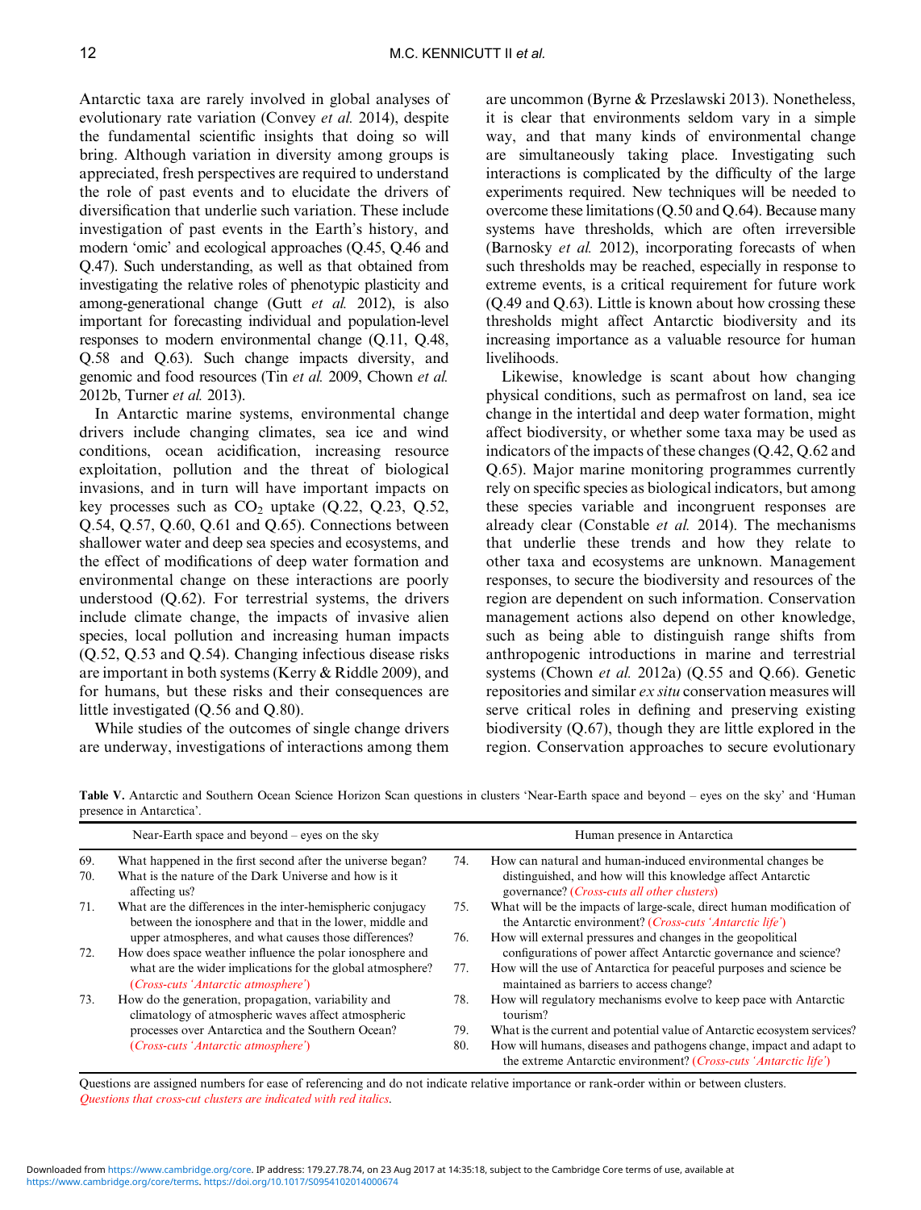Antarctic taxa are rarely involved in global analyses of evolutionary rate variation (Convey *et al.* 2014), despite the fundamental scientific insights that doing so will bring. Although variation in diversity among groups is appreciated, fresh perspectives are required to understand the role of past events and to elucidate the drivers of diversification that underlie such variation. These include investigation of past events in the Earth's history, and modern 'omic' and ecological approaches (Q.45, Q.46 and Q.47). Such understanding, as well as that obtained from investigating the relative roles of phenotypic plasticity and among-generational change (Gutt *et al.* 2012), is also important for forecasting individual and population-level responses to modern environmental change (Q.11, Q.48, Q.58 and Q.63). Such change impacts diversity, and genomic and food resources (Tin *et al.* 2009, Chown *et al.* 2012b, Turner *et al.* 2013).

In Antarctic marine systems, environmental change drivers include changing climates, sea ice and wind conditions, ocean acidification, increasing resource exploitation, pollution and the threat of biological invasions, and in turn will have important impacts on key processes such as $CO_2$ uptake (Q.22, Q.23, Q.52, Q.54, Q.57, Q.60, Q.61 and Q.65). Connections between shallower water and deep sea species and ecosystems, and the effect of modifications of deep water formation and environmental change on these interactions are poorly understood (Q.62). For terrestrial systems, the drivers include climate change, the impacts of invasive alien species, local pollution and increasing human impacts (Q.52, Q.53 and Q.54). Changing infectious disease risks are important in both systems (Kerry & Riddle 2009), and for humans, but these risks and their consequences are little investigated (Q.56 and Q.80).

While studies of the outcomes of single change drivers are underway, investigations of interactions among them are uncommon (Byrne & Przeslawski 2013). Nonetheless, it is clear that environments seldom vary in a simple way, and that many kinds of environmental change are simultaneously taking place. Investigating such interactions is complicated by the difficulty of the large experiments required. New techniques will be needed to overcome these limitations (Q.50 and Q.64). Because many systems have thresholds, which are often irreversible (Barnosky *et al.* 2012), incorporating forecasts of when such thresholds may be reached, especially in response to extreme events, is a critical requirement for future work (Q.49 and Q.63). Little is known about how crossing these thresholds might affect Antarctic biodiversity and its increasing importance as a valuable resource for human livelihoods.

Likewise, knowledge is scant about how changing physical conditions, such as permafrost on land, sea ice change in the intertidal and deep water formation, might affect biodiversity, or whether some taxa may be used as indicators of the impacts of these changes (Q.42, Q.62 and Q.65). Major marine monitoring programmes currently rely on specific species as biological indicators, but among these species variable and incongruent responses are already clear (Constable *et al.* 2014). The mechanisms that underlie these trends and how they relate to other taxa and ecosystems are unknown. Management responses, to secure the biodiversity and resources of the region are dependent on such information. Conservation management actions also depend on other knowledge, such as being able to distinguish range shifts from anthropogenic introductions in marine and terrestrial systems (Chown *et al.* 2012a) (Q.55 and Q.66). Genetic repositories and similar *ex situ* conservation measures will serve critical roles in defining and preserving existing biodiversity (Q.67), though they are little explored in the region. Conservation approaches to secure evolutionary

**Table V.** Antarctic and Southern Ocean Science Horizon Scan questions in clusters 'Near-Earth space and beyond – eyes on the sky' and 'Human presence in Antarctica'.

| | Near-Earth space and beyond – eyes on the sky | | Human presence in Antarctica |
|---|---|---|---|
| 69. | What happened in the first second after the universe began? | 74. | How can natural and human-induced environmental changes be distinguished, and how will this knowledge affect Antarctic governance? *(Cross-cuts all other clusters)* |
| 70. | What is the nature of the Dark Universe and how is it affecting us? | 75. | What will be the impacts of large-scale, direct human modification of the Antarctic environment? *(Cross-cuts 'Antarctic life')* |
| 71. | What are the differences in the inter-hemispheric conjugacy between the ionosphere and that in the lower, middle and upper atmospheres, and what causes those differences? | 76. | How will external pressures and changes in the geopolitical configurations of power affect Antarctic governance and science? |
| 72. | How does space weather influence the polar ionosphere and what are the wider implications for the global atmosphere? *(Cross-cuts 'Antarctic atmosphere')* | 77. | How will the use of Antarctica for peaceful purposes and science be maintained as barriers to access change? |
| 73. | How do the generation, propagation, variability and climatology of atmospheric waves affect atmospheric processes over Antarctica and the Southern Ocean? *(Cross-cuts 'Antarctic atmosphere')* | 78. | How will regulatory mechanisms evolve to keep pace with Antarctic tourism? |
| | | 79. | What is the current and potential value of Antarctic ecosystem services? |
| | | 80. | How will humans, diseases and pathogens change, impact and adapt to the extreme Antarctic environment? *(Cross-cuts 'Antarctic life')* |

Questions are assigned numbers for ease of referencing and do not indicate relative importance or rank-order within or between clusters.
*Questions that cross-cut clusters are indicated with red italics.*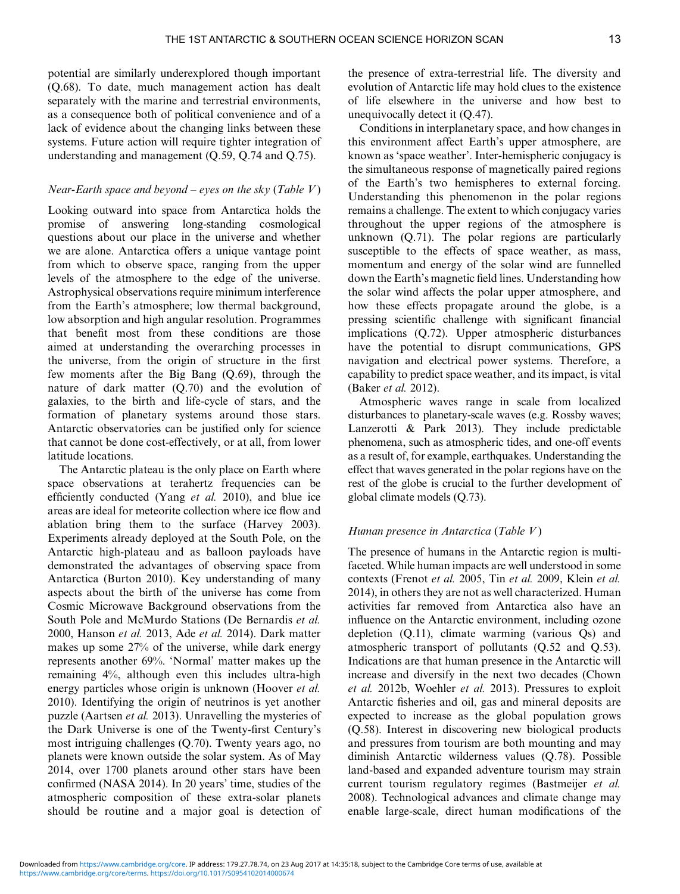potential are similarly underexplored though important (Q.68). To date, much management action has dealt separately with the marine and terrestrial environments, as a consequence both of political convenience and of a lack of evidence about the changing links between these systems. Future action will require tighter integration of understanding and management (Q.59, Q.74 and Q.75).

### *Near-Earth space and beyond – eyes on the sky* (*Table V*)

Looking outward into space from Antarctica holds the promise of answering long-standing cosmological questions about our place in the universe and whether we are alone. Antarctica offers a unique vantage point from which to observe space, ranging from the upper levels of the atmosphere to the edge of the universe. Astrophysical observations require minimum interference from the Earth's atmosphere; low thermal background, low absorption and high angular resolution. Programmes that benefit most from these conditions are those aimed at understanding the overarching processes in the universe, from the origin of structure in the first few moments after the Big Bang (Q.69), through the nature of dark matter (Q.70) and the evolution of galaxies, to the birth and life-cycle of stars, and the formation of planetary systems around those stars. Antarctic observatories can be justified only for science that cannot be done cost-effectively, or at all, from lower latitude locations.

The Antarctic plateau is the only place on Earth where space observations at terahertz frequencies can be efficiently conducted (Yang *et al.* 2010), and blue ice areas are ideal for meteorite collection where ice flow and ablation bring them to the surface (Harvey 2003). Experiments already deployed at the South Pole, on the Antarctic high-plateau and as balloon payloads have demonstrated the advantages of observing space from Antarctica (Burton 2010). Key understanding of many aspects about the birth of the universe has come from Cosmic Microwave Background observations from the South Pole and McMurdo Stations (De Bernardis *et al.* 2000, Hanson *et al.* 2013, Ade *et al.* 2014). Dark matter makes up some 27% of the universe, while dark energy represents another 69%. 'Normal' matter makes up the remaining 4%, although even this includes ultra-high energy particles whose origin is unknown (Hoover *et al.* 2010). Identifying the origin of neutrinos is yet another puzzle (Aartsen *et al.* 2013). Unravelling the mysteries of the Dark Universe is one of the Twenty-first Century's most intriguing challenges (Q.70). Twenty years ago, no planets were known outside the solar system. As of May 2014, over 1700 planets around other stars have been confirmed (NASA 2014). In 20 years' time, studies of the atmospheric composition of these extra-solar planets should be routine and a major goal is detection of the presence of extra-terrestrial life. The diversity and evolution of Antarctic life may hold clues to the existence of life elsewhere in the universe and how best to unequivocally detect it (Q.47).

Conditions in interplanetary space, and how changes in this environment affect Earth's upper atmosphere, are known as 'space weather'. Inter-hemispheric conjugacy is the simultaneous response of magnetically paired regions of the Earth's two hemispheres to external forcing. Understanding this phenomenon in the polar regions remains a challenge. The extent to which conjugacy varies throughout the upper regions of the atmosphere is unknown (Q.71). The polar regions are particularly susceptible to the effects of space weather, as mass, momentum and energy of the solar wind are funnelled down the Earth's magnetic field lines. Understanding how the solar wind affects the polar upper atmosphere, and how these effects propagate around the globe, is a pressing scientific challenge with significant financial implications (Q.72). Upper atmospheric disturbances have the potential to disrupt communications, GPS navigation and electrical power systems. Therefore, a capability to predict space weather, and its impact, is vital (Baker *et al.* 2012).

Atmospheric waves range in scale from localized disturbances to planetary-scale waves (e.g. Rossby waves; Lanzerotti & Park 2013). They include predictable phenomena, such as atmospheric tides, and one-off events as a result of, for example, earthquakes. Understanding the effect that waves generated in the polar regions have on the rest of the globe is crucial to the further development of global climate models (Q.73).

### *Human presence in Antarctica* (*Table V*)

The presence of humans in the Antarctic region is multi-faceted. While human impacts are well understood in some contexts (Frenot *et al.* 2005, Tin *et al.* 2009, Klein *et al.* 2014), in others they are not as well characterized. Human activities far removed from Antarctica also have an influence on the Antarctic environment, including ozone depletion (Q.11), climate warming (various Qs) and atmospheric transport of pollutants (Q.52 and Q.53). Indications are that human presence in the Antarctic will increase and diversify in the next two decades (Chown *et al.* 2012b, Woehler *et al.* 2013). Pressures to exploit Antarctic fisheries and oil, gas and mineral deposits are expected to increase as the global population grows (Q.58). Interest in discovering new biological products and pressures from tourism are both mounting and may diminish Antarctic wilderness values (Q.78). Possible land-based and expanded adventure tourism may strain current tourism regulatory regimes (Bastmeijer *et al.* 2008). Technological advances and climate change may enable large-scale, direct human modifications of the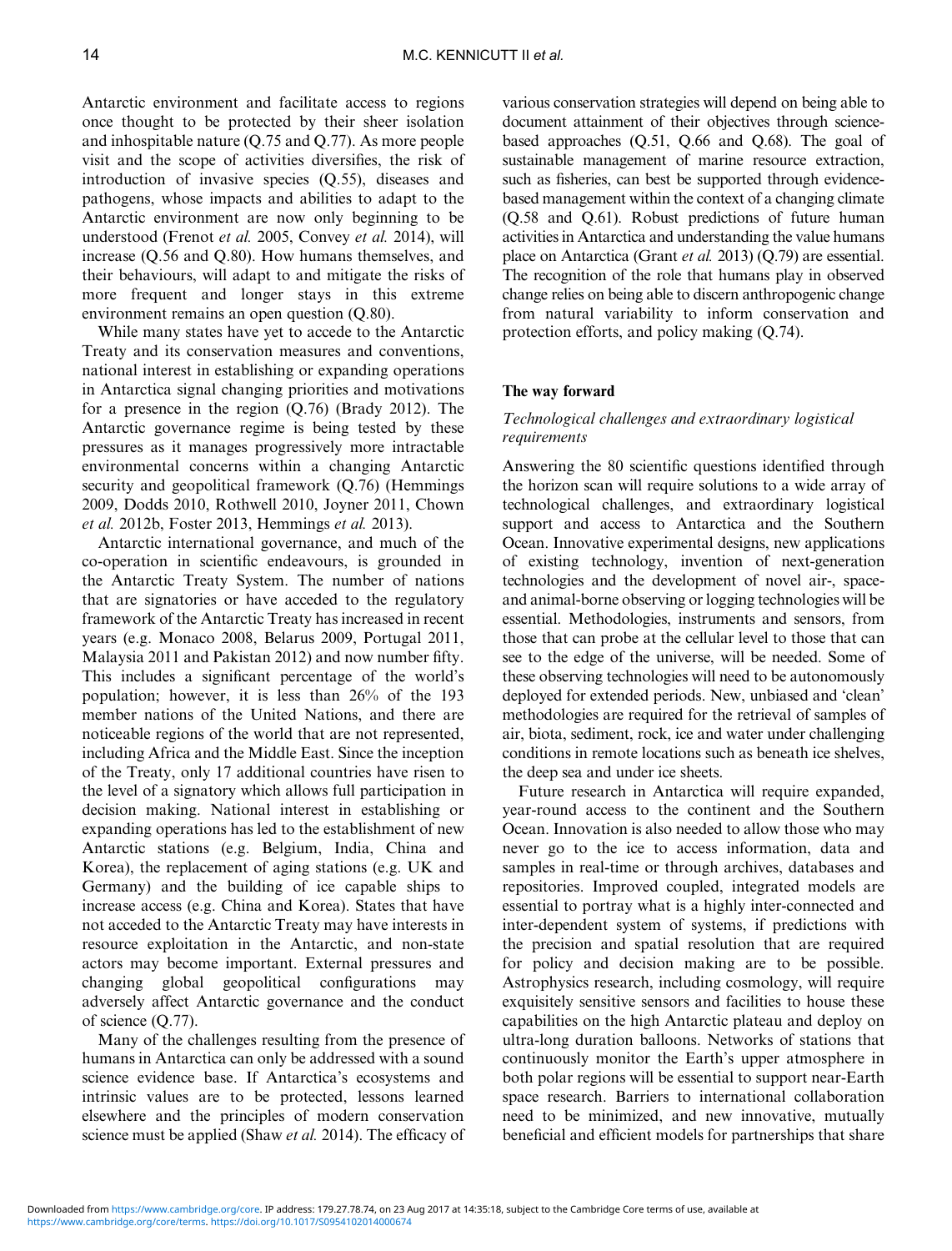Antarctic environment and facilitate access to regions once thought to be protected by their sheer isolation and inhospitable nature (Q.75 and Q.77). As more people visit and the scope of activities diversifies, the risk of introduction of invasive species (Q.55), diseases and pathogens, whose impacts and abilities to adapt to the Antarctic environment are now only beginning to be understood (Frenot *et al.* 2005, Convey *et al.* 2014), will increase (Q.56 and Q.80). How humans themselves, and their behaviours, will adapt to and mitigate the risks of more frequent and longer stays in this extreme environment remains an open question (Q.80).

While many states have yet to accede to the Antarctic Treaty and its conservation measures and conventions, national interest in establishing or expanding operations in Antarctica signal changing priorities and motivations for a presence in the region (Q.76) (Brady 2012). The Antarctic governance regime is being tested by these pressures as it manages progressively more intractable environmental concerns within a changing Antarctic security and geopolitical framework (Q.76) (Hemmings 2009, Dodds 2010, Rothwell 2010, Joyner 2011, Chown *et al.* 2012b, Foster 2013, Hemmings *et al.* 2013).

Antarctic international governance, and much of the co-operation in scientific endeavours, is grounded in the Antarctic Treaty System. The number of nations that are signatories or have acceded to the regulatory framework of the Antarctic Treaty has increased in recent years (e.g. Monaco 2008, Belarus 2009, Portugal 2011, Malaysia 2011 and Pakistan 2012) and now number fifty. This includes a significant percentage of the world's population; however, it is less than 26% of the 193 member nations of the United Nations, and there are noticeable regions of the world that are not represented, including Africa and the Middle East. Since the inception of the Treaty, only 17 additional countries have risen to the level of a signatory which allows full participation in decision making. National interest in establishing or expanding operations has led to the establishment of new Antarctic stations (e.g. Belgium, India, China and Korea), the replacement of aging stations (e.g. UK and Germany) and the building of ice capable ships to increase access (e.g. China and Korea). States that have not acceded to the Antarctic Treaty may have interests in resource exploitation in the Antarctic, and non-state actors may become important. External pressures and changing global geopolitical configurations may adversely affect Antarctic governance and the conduct of science (Q.77).

Many of the challenges resulting from the presence of humans in Antarctica can only be addressed with a sound science evidence base. If Antarctica's ecosystems and intrinsic values are to be protected, lessons learned elsewhere and the principles of modern conservation science must be applied (Shaw *et al.* 2014). The efficacy of various conservation strategies will depend on being able to document attainment of their objectives through science-based approaches (Q.51, Q.66 and Q.68). The goal of sustainable management of marine resource extraction, such as fisheries, can best be supported through evidence-based management within the context of a changing climate (Q.58 and Q.61). Robust predictions of future human activities in Antarctica and understanding the value humans place on Antarctica (Grant *et al.* 2013) (Q.79) are essential. The recognition of the role that humans play in observed change relies on being able to discern anthropogenic change from natural variability to inform conservation and protection efforts, and policy making (Q.74).

## The way forward

### *Technological challenges and extraordinary logistical requirements*

Answering the 80 scientific questions identified through the horizon scan will require solutions to a wide array of technological challenges, and extraordinary logistical support and access to Antarctica and the Southern Ocean. Innovative experimental designs, new applications of existing technology, invention of next-generation technologies and the development of novel air-, space- and animal-borne observing or logging technologies will be essential. Methodologies, instruments and sensors, from those that can probe at the cellular level to those that can see to the edge of the universe, will be needed. Some of these observing technologies will need to be autonomously deployed for extended periods. New, unbiased and 'clean' methodologies are required for the retrieval of samples of air, biota, sediment, rock, ice and water under challenging conditions in remote locations such as beneath ice shelves, the deep sea and under ice sheets.

Future research in Antarctica will require expanded, year-round access to the continent and the Southern Ocean. Innovation is also needed to allow those who may never go to the ice to access information, data and samples in real-time or through archives, databases and repositories. Improved coupled, integrated models are essential to portray what is a highly inter-connected and inter-dependent system of systems, if predictions with the precision and spatial resolution that are required for policy and decision making are to be possible. Astrophysics research, including cosmology, will require exquisitely sensitive sensors and facilities to house these capabilities on the high Antarctic plateau and deploy on ultra-long duration balloons. Networks of stations that continuously monitor the Earth's upper atmosphere in both polar regions will be essential to support near-Earth space research. Barriers to international collaboration need to be minimized, and new innovative, mutually beneficial and efficient models for partnerships that share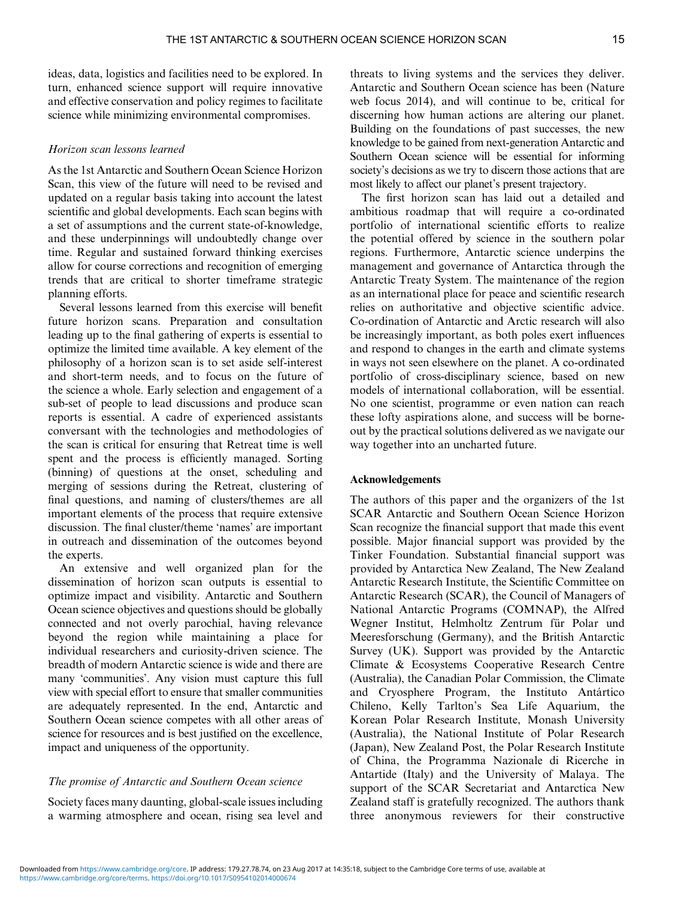ideas, data, logistics and facilities need to be explored. In turn, enhanced science support will require innovative and effective conservation and policy regimes to facilitate science while minimizing environmental compromises.

### *Horizon scan lessons learned*

As the 1st Antarctic and Southern Ocean Science Horizon Scan, this view of the future will need to be revised and updated on a regular basis taking into account the latest scientific and global developments. Each scan begins with a set of assumptions and the current state-of-knowledge, and these underpinnings will undoubtedly change over time. Regular and sustained forward thinking exercises allow for course corrections and recognition of emerging trends that are critical to shorter timeframe strategic planning efforts.

Several lessons learned from this exercise will benefit future horizon scans. Preparation and consultation leading up to the final gathering of experts is essential to optimize the limited time available. A key element of the philosophy of a horizon scan is to set aside self-interest and short-term needs, and to focus on the future of the science a whole. Early selection and engagement of a sub-set of people to lead discussions and produce scan reports is essential. A cadre of experienced assistants conversant with the technologies and methodologies of the scan is critical for ensuring that Retreat time is well spent and the process is efficiently managed. Sorting (binning) of questions at the onset, scheduling and merging of sessions during the Retreat, clustering of final questions, and naming of clusters/themes are all important elements of the process that require extensive discussion. The final cluster/theme 'names' are important in outreach and dissemination of the outcomes beyond the experts.

An extensive and well organized plan for the dissemination of horizon scan outputs is essential to optimize impact and visibility. Antarctic and Southern Ocean science objectives and questions should be globally connected and not overly parochial, having relevance beyond the region while maintaining a place for individual researchers and curiosity-driven science. The breadth of modern Antarctic science is wide and there are many 'communities'. Any vision must capture this full view with special effort to ensure that smaller communities are adequately represented. In the end, Antarctic and Southern Ocean science competes with all other areas of science for resources and is best justified on the excellence, impact and uniqueness of the opportunity.

### *The promise of Antarctic and Southern Ocean science*

Society faces many daunting, global-scale issues including a warming atmosphere and ocean, rising sea level and threats to living systems and the services they deliver. Antarctic and Southern Ocean science has been (Nature web focus 2014), and will continue to be, critical for discerning how human actions are altering our planet. Building on the foundations of past successes, the new knowledge to be gained from next-generation Antarctic and Southern Ocean science will be essential for informing society's decisions as we try to discern those actions that are most likely to affect our planet's present trajectory.

The first horizon scan has laid out a detailed and ambitious roadmap that will require a co-ordinated portfolio of international scientific efforts to realize the potential offered by science in the southern polar regions. Furthermore, Antarctic science underpins the management and governance of Antarctica through the Antarctic Treaty System. The maintenance of the region as an international place for peace and scientific research relies on authoritative and objective scientific advice. Co-ordination of Antarctic and Arctic research will also be increasingly important, as both poles exert influences and respond to changes in the earth and climate systems in ways not seen elsewhere on the planet. A co-ordinated portfolio of cross-disciplinary science, based on new models of international collaboration, will be essential. No one scientist, programme or even nation can reach these lofty aspirations alone, and success will be borne-out by the practical solutions delivered as we navigate our way together into an uncharted future.

### **Acknowledgements**

The authors of this paper and the organizers of the 1st SCAR Antarctic and Southern Ocean Science Horizon Scan recognize the financial support that made this event possible. Major financial support was provided by the Tinker Foundation. Substantial financial support was provided by Antarctica New Zealand, The New Zealand Antarctic Research Institute, the Scientific Committee on Antarctic Research (SCAR), the Council of Managers of National Antarctic Programs (COMNAP), the Alfred Wegner Institut, Helmholtz Zentrum für Polar und Meeresforschung (Germany), and the British Antarctic Survey (UK). Support was provided by the Antarctic Climate & Ecosystems Cooperative Research Centre (Australia), the Canadian Polar Commission, the Climate and Cryosphere Program, the Instituto Antártico Chileno, Kelly Tarlton's Sea Life Aquarium, the Korean Polar Research Institute, Monash University (Australia), the National Institute of Polar Research (Japan), New Zealand Post, the Polar Research Institute of China, the Programma Nazionale di Ricerche in Antartide (Italy) and the University of Malaya. The support of the SCAR Secretariat and Antarctica New Zealand staff is gratefully recognized. The authors thank three anonymous reviewers for their constructive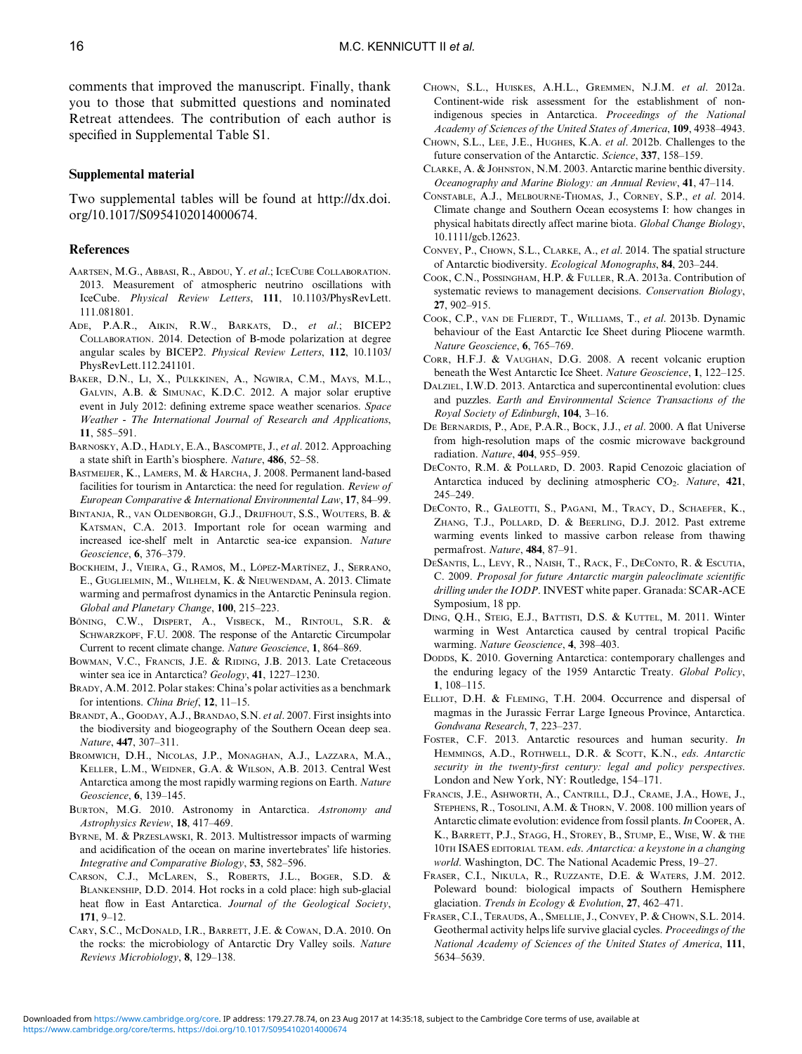comments that improved the manuscript. Finally, thank you to those that submitted questions and nominated Retreat attendees. The contribution of each author is specified in Supplemental Table S1.

### Supplemental material

Two supplemental tables will be found at http://dx.doi.org/10.1017/S0954102014000674.

### References

Aartsen, M.G., Abbasi, R., Abdou, Y. *et al*.; IceCube Collaboration. 2013. Measurement of atmospheric neutrino oscillations with IceCube. *Physical Review Letters*, **111**, 10.1103/PhysRevLett.111.081801.

Ade, P.A.R., Aikin, R.W., Barkats, D., *et al*.; BICEP2 Collaboration. 2014. Detection of B-mode polarization at degree angular scales by BICEP2. *Physical Review Letters*, **112**, 10.1103/PhysRevLett.112.241101.

Baker, D.N., Li, X., Pulkkinen, A., Ngwira, C.M., Mays, M.L., Galvin, A.B. & Simunac, K.D.C. 2012. A major solar eruptive event in July 2012: defining extreme space weather scenarios. *Space Weather - The International Journal of Research and Applications*, **11**, 585–591.

Barnosky, A.D., Hadly, E.A., Bascompte, J., *et al*. 2012. Approaching a state shift in Earth's biosphere. *Nature*, **486**, 52–58.

Bastmeijer, K., Lamers, M. & Harcha, J. 2008. Permanent land-based facilities for tourism in Antarctica: the need for regulation. *Review of European Comparative & International Environmental Law*, **17**, 84–99.

Bintanja, R., van Oldenborgh, G.J., Drijfhout, S.S., Wouters, B. & Katsman, C.A. 2013. Important role for ocean warming and increased ice-shelf melt in Antarctic sea-ice expansion. *Nature Geoscience*, **6**, 376–379.

Bockheim, J., Vieira, G., Ramos, M., López-Martínez, J., Serrano, E., Guglielmin, M., Wilhelm, K. & Nieuwendam, A. 2013. Climate warming and permafrost dynamics in the Antarctic Peninsula region. *Global and Planetary Change*, **100**, 215–223.

Böning, C.W., Dispert, A., Visbeck, M., Rintoul, S.R. & Schwarzkopf, F.U. 2008. The response of the Antarctic Circumpolar Current to recent climate change. *Nature Geoscience*, **1**, 864–869.

Bowman, V.C., Francis, J.E. & Riding, J.B. 2013. Late Cretaceous winter sea ice in Antarctica? *Geology*, **41**, 1227–1230.

Brady, A.M. 2012. Polar stakes: China's polar activities as a benchmark for intentions. *China Brief*, **12**, 11–15.

Brandt, A., Gooday, A.J., Brandao, S.N. *et al*. 2007. First insights into the biodiversity and biogeography of the Southern Ocean deep sea. *Nature*, **447**, 307–311.

Bromwich, D.H., Nicolas, J.P., Monaghan, A.J., Lazzara, M.A., Keller, L.M., Weidner, G.A. & Wilson, A.B. 2013. Central West Antarctica among the most rapidly warming regions on Earth. *Nature Geoscience*, **6**, 139–145.

Burton, M.G. 2010. Astronomy in Antarctica. *Astronomy and Astrophysics Review*, **18**, 417–469.

Byrne, M. & Przeslawski, R. 2013. Multistressor impacts of warming and acidification of the ocean on marine invertebrates' life histories. *Integrative and Comparative Biology*, **53**, 582–596.

Carson, C.J., McLaren, S., Roberts, J.L., Boger, S.D. & Blankenship, D.D. 2014. Hot rocks in a cold place: high sub-glacial heat flow in East Antarctica. *Journal of the Geological Society*, **171**, 9–12.

Cary, S.C., McDonald, I.R., Barrett, J.E. & Cowan, D.A. 2010. On the rocks: the microbiology of Antarctic Dry Valley soils. *Nature Reviews Microbiology*, **8**, 129–138.

Chown, S.L., Huiskes, A.H.L., Gremmen, N.J.M. *et al*. 2012a. Continent-wide risk assessment for the establishment of nonindigenous species in Antarctica. *Proceedings of the National Academy of Sciences of the United States of America*, **109**, 4938–4943.

Chown, S.L., Lee, J.E., Hughes, K.A. *et al*. 2012b. Challenges to the future conservation of the Antarctic. *Science*, **337**, 158–159.

Clarke, A. & Johnston, N.M. 2003. Antarctic marine benthic diversity. *Oceanography and Marine Biology: an Annual Review*, **41**, 47–114.

Constable, A.J., Melbourne-Thomas, J., Corney, S.P., *et al*. 2014. Climate change and Southern Ocean ecosystems I: how changes in physical habitats directly affect marine biota. *Global Change Biology*, 10.1111/gcb.12623.

Convey, P., Chown, S.L., Clarke, A., *et al*. 2014. The spatial structure of Antarctic biodiversity. *Ecological Monographs*, **84**, 203–244.

Cook, C.N., Possingham, H.P. & Fuller, R.A. 2013a. Contribution of systematic reviews to management decisions. *Conservation Biology*, **27**, 902–915.

Cook, C.P., van de Flierdt, T., Williams, T., *et al*. 2013b. Dynamic behaviour of the East Antarctic Ice Sheet during Pliocene warmth. *Nature Geoscience*, **6**, 765–769.

Corr, H.F.J. & Vaughan, D.G. 2008. A recent volcanic eruption beneath the West Antarctic Ice Sheet. *Nature Geoscience*, **1**, 122–125.

Dalziel, I.W.D. 2013. Antarctica and supercontinental evolution: clues and puzzles. *Earth and Environmental Science Transactions of the Royal Society of Edinburgh*, **104**, 3–16.

De Bernardis, P., Ade, P.A.R., Bock, J.J., *et al*. 2000. A flat Universe from high-resolution maps of the cosmic microwave background radiation. *Nature*, **404**, 955–959.

DeConto, R.M. & Pollard, D. 2003. Rapid Cenozoic glaciation of Antarctica induced by declining atmospheric $CO_2$. *Nature*, **421**, 245–249.

DeConto, R., Galeotti, S., Pagani, M., Tracy, D., Schaefer, K., Zhang, T.J., Pollard, D. & Beerling, D.J. 2012. Past extreme warming events linked to massive carbon release from thawing permafrost. *Nature*, **484**, 87–91.

DeSantis, L., Levy, R., Naish, T., Rack, F., DeConto, R. & Escutia, C. 2009. *Proposal for future Antarctic margin paleoclimate scientific drilling under the IODP*. INVEST white paper. Granada: SCAR-ACE Symposium, 18 pp.

Ding, Q.H., Steig, E.J., Battisti, D.S. & Kuttel, M. 2011. Winter warming in West Antarctica caused by central tropical Pacific warming. *Nature Geoscience*, **4**, 398–403.

Dodds, K. 2010. Governing Antarctica: contemporary challenges and the enduring legacy of the 1959 Antarctic Treaty. *Global Policy*, **1**, 108–115.

Elliot, D.H. & Fleming, T.H. 2004. Occurrence and dispersal of magmas in the Jurassic Ferrar Large Igneous Province, Antarctica. *Gondwana Research*, **7**, 223–237.

Foster, C.F. 2013. Antarctic resources and human security. *In* Hemmings, A.D., Rothwell, D.R. & Scott, K.N., *eds. Antarctic security in the twenty-first century: legal and policy perspectives*. London and New York, NY: Routledge, 154–171.

Francis, J.E., Ashworth, A., Cantrill, D.J., Crame, J.A., Howe, J., Stephens, R., Tosolini, A.M. & Thorn, V. 2008. 100 million years of Antarctic climate evolution: evidence from fossil plants. *In* Cooper, A. K., Barrett, P.J., Stagg, H., Storey, B., Stump, E., Wise, W. & the 10th ISAES editorial team. *eds. Antarctica: a keystone in a changing world*. Washington, DC. The National Academic Press, 19–27.

Fraser, C.I., Nikula, R., Ruzzante, D.E. & Waters, J.M. 2012. Poleward bound: biological impacts of Southern Hemisphere glaciation. *Trends in Ecology & Evolution*, **27**, 462–471.

Fraser, C.I., Terauds, A., Smellie, J., Convey, P. & Chown, S.L. 2014. Geothermal activity helps life survive glacial cycles. *Proceedings of the National Academy of Sciences of the United States of America*, **111**, 5634–5639.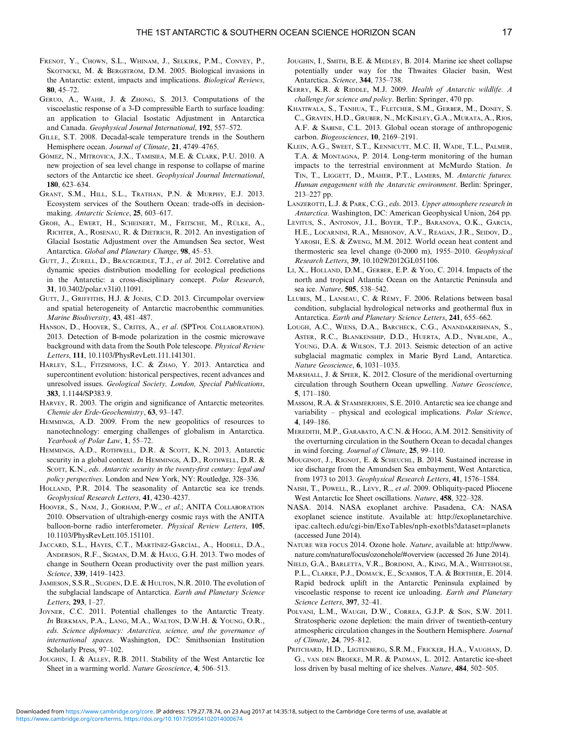Frenot, Y., Chown, S.L., Whinam, J., Selkirk, P.M., Convey, P., Skotnicki, M. & Bergstrom, D.M. 2005. Biological invasions in the Antarctic: extent, impacts and implications. *Biological Reviews*, **80**, 45–72.

Geruo, A., Wahr, J. & Zhong, S. 2013. Computations of the viscoelastic response of a 3-D compressible Earth to surface loading: an application to Glacial Isostatic Adjustment in Antarctica and Canada. *Geophysical Journal International*, **192**, 557–572.

Gille, S.T. 2008. Decadal-scale temperature trends in the Southern Hemisphere ocean. *Journal of Climate*, **21**, 4749–4765.

Gómez, N., Mitrovica, J.X., Tamisiea, M.E. & Clark, P.U. 2010. A new projection of sea level change in response to collapse of marine sectors of the Antarctic ice sheet. *Geophysical Journal International*, **180**, 623–634.

Grant, S.M., Hill, S.L., Trathan, P.N. & Murphy, E.J. 2013. Ecosystem services of the Southern Ocean: trade-offs in decision-making. *Antarctic Science*, **25**, 603–617.

Groh, A., Ewert, H., Scheinert, M., Fritsche, M., Rülke, A., Richter, A., Rosenau, R. & Dietrich, R. 2012. An investigation of Glacial Isostatic Adjustment over the Amundsen Sea sector, West Antarctica. *Global and Planetary Change*, **98**, 45–53.

Gutt, J., Zurell, D., Bracegridle, T.J., *et al*. 2012. Correlative and dynamic species distribution modelling for ecological predictions in the Antarctic: a cross-disciplinary concept. *Polar Research*, **31**, 10.3402/polar.v31i0.11091.

Gutt, J., Griffiths, H.J. & Jones, C.D. 2013. Circumpolar overview and spatial heterogeneity of Antarctic macrobenthic communities. *Marine Biodiversity*, **43**, 481–487.

Hanson, D., Hoover, S., Crites, A., *et al*. (SPTpol Collaboration). 2013. Detection of B-mode polarization in the cosmic microwave background with data from the South Pole telescope. *Physical Review Letters*, **111**, 10.1103/PhysRevLett.111.141301.

Harley, S.L., Fitzsimons, I.C. & Zhao, Y. 2013. Antarctica and supercontinent evolution: historical perspectives, recent advances and unresolved issues. *Geological Society, London, Special Publications*, **383**, 1.1144/SP383.9.

Harvey, R. 2003. The origin and significance of Antarctic meteorites. *Chemie der Erde-Geochemistry*, **63**, 93–147.

Hemmings, A.D. 2009. From the new geopolitics of resources to nanotechnology: emerging challenges of globalism in Antarctica. *Yearbook of Polar Law*, **1**, 55–72.

Hemmings, A.D., Rothwell, D.R. & Scott, K.N. 2013. Antarctic security in a global context. *In* Hemmings, A.D., Rothwell, D.R. & Scott, K.N., *eds. Antarctic security in the twenty-first century: legal and policy perspectives*. London and New York, NY: Routledge, 328–336.

Holland, P.R. 2014. The seasonality of Antarctic sea ice trends. *Geophysical Research Letters*, **41**, 4230–4237.

Hoover, S., Nam, J., Gorham, P.W., *et al*.; ANITA Collaboration 2010. Observation of ultrahigh-energy cosmic rays with the ANITA balloon-borne radio interferometer. *Physical Review Letters*, **105**, 10.1103/PhysRevLett.105.151101.

Jaccard, S.L., Hayes, C.T., Martínez-García, A., Hodell, D.A., Anderson, R.F., Sigman, D.M. & Haug, G.H. 2013. Two modes of change in Southern Ocean productivity over the past million years. *Science*, **339**, 1419–1423.

Jamieson, S.S.R., Sugden, D.E. & Hulton, N.R. 2010. The evolution of the subglacial landscape of Antarctica. *Earth and Planetary Science Letters*, **293**, 1–27.

Joyner, C.C. 2011. Potential challenges to the Antarctic Treaty. *In* Berkman, P.A., Lang, M.A., Walton, D.W.H. & Young, O.R., *eds. Science diplomacy: Antarctica, science, and the governance of international spaces*. Washington, DC: Smithsonian Institution Scholarly Press, 97–102.

Joughin, I. & Alley, R.B. 2011. Stability of the West Antarctic Ice Sheet in a warming world. *Nature Geoscience*, **4**, 506–513.

Joughin, I., Smith, B.E. & Medley, B. 2014. Marine ice sheet collapse potentially under way for the Thwaites Glacier basin, West Antarctica. *Science*, **344**, 735–738.

Kerry, K.R. & Riddle, M.J. 2009. *Health of Antarctic wildlife. A challenge for science and policy*. Berlin: Springer, 470 pp.

Khatiwala, S., Tanhua, T., Fletcher, S.M., Gerber, M., Doney, S. C., Graven, H.D., Gruber, N., McKinley, G.A., Murata, A., Rios, A.F. & Sabine, C.L. 2013. Global ocean storage of anthropogenic carbon. *Biogeosciences*, **10**, 2169–2191.

Klein, A.G., Sweet, S.T., Kennicutt, M.C. II, Wade, T.L., Palmer, T.A. & Montagna, P. 2014. Long-term monitoring of the human impacts to the terrestrial environment at McMurdo Station. *In* Tin, T., Liggett, D., Maher, P.T., Lamers, M. *Antarctic futures. Human engagement with the Antarctic environment*. Berlin: Springer, 213–227 pp.

Lanzerotti, L.J. & Park, C.G., *eds*. 2013. *Upper atmosphere research in Antarctica*. Washington, DC: American Geophysical Union, 264 pp.

Levitus, S., Antonov, J.I., Boyer, T.P., Baranova, O.K., Garcia, H.E., Locarnini, R.A., Mishonov, A.V., Reagan, J.R., Seidov, D., Yarosh, E.S. & Zweng, M.M. 2012. World ocean heat content and thermosteric sea level change (0-2000 m), 1955–2010. *Geophysical Research Letters*, **39**, 10.1029/2012GL051106.

Li, X., Holland, D.M., Gerber, E.P. & Yoo, C. 2014. Impacts of the north and tropical Atlantic Ocean on the Antarctic Peninsula and sea ice. *Nature*, **505**, 538–542.

Llubes, M., Lanseau, C. & Rémy, F. 2006. Relations between basal condition, subglacial hydrological networks and geothermal flux in Antarctica. *Earth and Planetary Science Letters*, **241**, 655–662.

Lough, A.C., Wiens, D.A., Barcheck, C.G., Anandakrishnan, S., Aster, R.C., Blankenship, D.D., Huerta, A.D., Nyblade, A., Young, D.A. & Wilson, T.J. 2013. Seismic detection of an active subglacial magmatic complex in Marie Byrd Land, Antarctica. *Nature Geoscience*, **6**, 1031–1035.

Marshall, J. & Speer, K. 2012. Closure of the meridional overturning circulation through Southern Ocean upwelling. *Nature Geoscience*, **5**, 171–180.

Massom, R.A. & Stammerjohn, S.E. 2010. Antarctic sea ice change and variability – physical and ecological implications. *Polar Science*, **4**, 149–186.

Meredith, M.P., Garabato, A.C.N. & Hogg, A.M. 2012. Sensitivity of the overturning circulation in the Southern Ocean to decadal changes in wind forcing. *Journal of Climate*, **25**, 99–110.

Mouginot, J., Rignot, E. & Scheuchl, B. 2014. Sustained increase in ice discharge from the Amundsen Sea embayment, West Antarctica, from 1973 to 2013. *Geophysical Research Letters*, **41**, 1576–1584.

Naish, T., Powell, R., Levy, R., *et al*. 2009. Obliquity-paced Pliocene West Antarctic Ice Sheet oscillations. *Nature*, **458**, 322–328.

NASA. 2014. NASA exoplanet archive. Pasadena, CA: NASA exoplanet science institute. Available at: http://exoplanetarchive.ipac.caltech.edu/cgi-bin/ExoTables/nph-exotbls?dataset=planets (accessed June 2014).

Nature web focus 2014. Ozone hole. *Nature*, available at: http://www.nature.com/nature/focus/ozonehole/#overview (accessed 26 June 2014).

Nield, G.A., Barletta, V.R., Bordoni, A., King, M.A., Whitehouse, P.L., Clarke, P.J., Domack, E., Scambos, T.A. & Berthier, E. 2014. Rapid bedrock uplift in the Antarctic Peninsula explained by viscoelastic response to recent ice unloading. *Earth and Planetary Science Letters*, **397**, 32–41.

Polvani, L.M., Waugh, D.W., Correa, G.J.P. & Son, S.W. 2011. Stratospheric ozone depletion: the main driver of twentieth-century atmospheric circulation changes in the Southern Hemisphere. *Journal of Climate*, **24**, 795–812.

Pritchard, H.D., Ligtenberg, S.R.M., Fricker, H.A., Vaughan, D. G., van den Broeke, M.R. & Padman, L. 2012. Antarctic ice-sheet loss driven by basal melting of ice shelves. *Nature*, **484**, 502–505.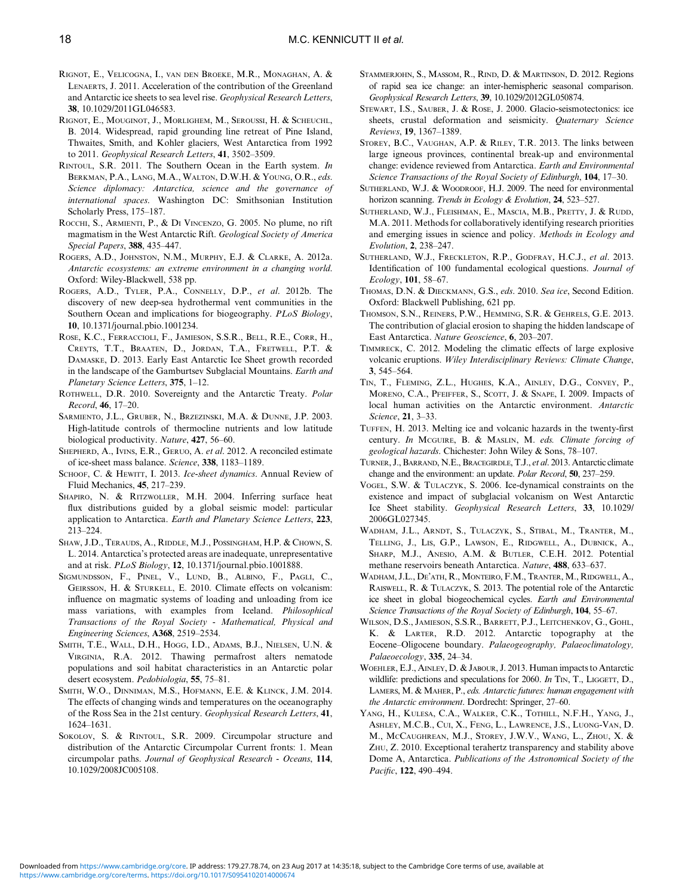Rignot, E., Velicogna, I., van den Broeke, M.R., Monaghan, A. & Lenaerts, J. 2011. Acceleration of the contribution of the Greenland and Antarctic ice sheets to sea level rise. *Geophysical Research Letters*, **38**, 10.1029/2011GL046583.

Rignot, E., Mouginot, J., Morlighem, M., Seroussi, H. & Scheuchl, B. 2014. Widespread, rapid grounding line retreat of Pine Island, Thwaites, Smith, and Kohler glaciers, West Antarctica from 1992 to 2011. *Geophysical Research Letters*, **41**, 3502–3509.

Rintoul, S.R. 2011. The Southern Ocean in the Earth system. *In* Berkman, P.A., Lang, M.A., Walton, D.W.H. & Young, O.R., *eds. Science diplomacy: Antarctica, science and the governance of international spaces.* Washington DC: Smithsonian Institution Scholarly Press, 175–187.

Rocchi, S., Armienti, P., & Di Vincenzo, G. 2005. No plume, no rift magmatism in the West Antarctic Rift. *Geological Society of America Special Papers*, **388**, 435–447.

Rogers, A.D., Johnston, N.M., Murphy, E.J. & Clarke, A. 2012a. *Antarctic ecosystems: an extreme environment in a changing world.* Oxford: Wiley-Blackwell, 538 pp.

Rogers, A.D., Tyler, P.A., Connelly, D.P., *et al*. 2012b. The discovery of new deep-sea hydrothermal vent communities in the Southern Ocean and implications for biogeography. *PLoS Biology*, **10**, 10.1371/journal.pbio.1001234.

Rose, K.C., Ferraccioli, F., Jamieson, S.S.R., Bell, R.E., Corr, H., Creyts, T.T., Braaten, D., Jordan, T.A., Fretwell, P.T. & Damaske, D. 2013. Early East Antarctic Ice Sheet growth recorded in the landscape of the Gamburtsev Subglacial Mountains. *Earth and Planetary Science Letters*, **375**, 1–12.

Rothwell, D.R. 2010. Sovereignty and the Antarctic Treaty. *Polar Record*, **46**, 17–20.

Sarmiento, J.L., Gruber, N., Brzezinski, M.A. & Dunne, J.P. 2003. High-latitude controls of thermocline nutrients and low latitude biological productivity. *Nature*, **427**, 56–60.

Shepherd, A., Ivins, E.R., Geruo, A. *et al*. 2012. A reconciled estimate of ice-sheet mass balance. *Science*, **338**, 1183–1189.

Schoof, C. & Hewitt, I. 2013. *Ice-sheet dynamics*. Annual Review of Fluid Mechanics, **45**, 217–239.

Shapiro, N. & Ritzwoller, M.H. 2004. Inferring surface heat flux distributions guided by a global seismic model: particular application to Antarctica. *Earth and Planetary Science Letters*, **223**, 213–224.

Shaw, J.D., Terauds, A., Riddle, M.J., Possingham, H.P. & Chown, S. L. 2014. Antarctica's protected areas are inadequate, unrepresentative and at risk. *PLoS Biology*, **12**, 10.1371/journal.pbio.1001888.

Sigmundsson, F., Pinel, V., Lund, B., Albino, F., Pagli, C., Geirsson, H. & Sturkell, E. 2010. Climate effects on volcanism: influence on magmatic systems of loading and unloading from ice mass variations, with examples from Iceland. *Philosophical Transactions of the Royal Society - Mathematical, Physical and Engineering Sciences*, **A368**, 2519–2534.

Smith, T.E., Wall, D.H., Hogg, I.D., Adams, B.J., Nielsen, U.N. & Virginia, R.A. 2012. Thawing permafrost alters nematode populations and soil habitat characteristics in an Antarctic polar desert ecosystem. *Pedobiologia*, **55**, 75–81.

Smith, W.O., Dinniman, M.S., Hofmann, E.E. & Klinck, J.M. 2014. The effects of changing winds and temperatures on the oceanography of the Ross Sea in the 21st century. *Geophysical Research Letters*, **41**, 1624–1631.

Sokolov, S. & Rintoul, S.R. 2009. Circumpolar structure and distribution of the Antarctic Circumpolar Current fronts: 1. Mean circumpolar paths. *Journal of Geophysical Research - Oceans*, **114**, 10.1029/2008JC005108.

Stammerjohn, S., Massom, R., Rind, D. & Martinson, D. 2012. Regions of rapid sea ice change: an inter-hemispheric seasonal comparison. *Geophysical Research Letters*, **39**, 10.1029/2012GL050874.

Stewart, I.S., Sauber, J. & Rose, J. 2000. Glacio-seismotectonics: ice sheets, crustal deformation and seismicity. *Quaternary Science Reviews*, **19**, 1367–1389.

Storey, B.C., Vaughan, A.P. & Riley, T.R. 2013. The links between large igneous provinces, continental break-up and environmental change: evidence reviewed from Antarctica. *Earth and Environmental Science Transactions of the Royal Society of Edinburgh*, **104**, 17–30.

Sutherland, W.J. & Woodroof, H.J. 2009. The need for environmental horizon scanning. *Trends in Ecology & Evolution*, **24**, 523–527.

Sutherland, W.J., Fleishman, E., Mascia, M.B., Pretty, J. & Rudd, M.A. 2011. Methods for collaboratively identifying research priorities and emerging issues in science and policy. *Methods in Ecology and Evolution*, **2**, 238–247.

Sutherland, W.J., Freckleton, R.P., Godfray, H.C.J., *et al*. 2013. Identification of 100 fundamental ecological questions. *Journal of Ecology*, **101**, 58–67.

Thomas, D.N. & Dieckmann, G.S., *eds*. 2010. *Sea ice*, Second Edition. Oxford: Blackwell Publishing, 621 pp.

Thomson, S.N., Reiners, P.W., Hemming, S.R. & Gehrels, G.E. 2013. The contribution of glacial erosion to shaping the hidden landscape of East Antarctica. *Nature Geoscience*, **6**, 203–207.

Timmreck, C. 2012. Modeling the climatic effects of large explosive volcanic eruptions. *Wiley Interdisciplinary Reviews: Climate Change*, **3**, 545–564.

Tin, T., Fleming, Z.L., Hughes, K.A., Ainley, D.G., Convey, P., Moreno, C.A., Pfeiffer, S., Scott, J. & Snape, I. 2009. Impacts of local human activities on the Antarctic environment. *Antarctic Science*, **21**, 3–33.

Tuffen, H. 2013. Melting ice and volcanic hazards in the twenty-first century. *In* Mcguire, B. & Maslin, M. *eds. Climate forcing of geological hazards*. Chichester: John Wiley & Sons, 78–107.

Turner, J., Barrand, N.E., Bracegirdle, T.J., *et al*. 2013. Antarctic climate change and the environment: an update. *Polar Record*, **50**, 237–259.

Vogel, S.W. & Tulaczyk, S. 2006. Ice-dynamical constraints on the existence and impact of subglacial volcanism on West Antarctic Ice Sheet stability. *Geophysical Research Letters*, **33**, 10.1029/2006GL027345.

Wadham, J.L., Arndt, S., Tulaczyk, S., Stibal, M., Tranter, M., Telling, J., Lis, G.P., Lawson, E., Ridgwell, A., Dubnick, A., Sharp, M.J., Anesio, A.M. & Butler, C.E.H. 2012. Potential methane reservoirs beneath Antarctica. *Nature*, **488**, 633–637.

Wadham, J.L., De'ath, R., Monteiro, F.M., Tranter, M., Ridgwell, A., Raiswell, R. & Tulaczyk, S. 2013. The potential role of the Antarctic ice sheet in global biogeochemical cycles. *Earth and Environmental Science Transactions of the Royal Society of Edinburgh*, **104**, 55–67.

Wilson, D.S., Jamieson, S.S.R., Barrett, P.J., Leitchenkov, G., Gohl, K. & Larter, R.D. 2012. Antarctic topography at the Eocene–Oligocene boundary. *Palaeogeography, Palaeoclimatology, Palaeoecology*, **335**, 24–34.

Woehler, E.J., Ainley, D. & Jabour, J. 2013. Human impacts to Antarctic wildlife: predictions and speculations for 2060. *In* Tin, T., Liggett, D., Lamers, M. & Maher, P., *eds. Antarctic futures: human engagement with the Antarctic environment*. Dordrecht: Springer, 27–60.

Yang, H., Kulesa, C.A., Walker, C.K., Tothill, N.F.H., Yang, J., Ashley, M.C.B., Cui, X., Feng, L., Lawrence, J.S., Luong-Van, D. M., McCaughrean, M.J., Storey, J.W.V., Wang, L., Zhou, X. & Zhu, Z. 2010. Exceptional terahertz transparency and stability above Dome A, Antarctica. *Publications of the Astronomical Society of the Pacific*, **122**, 490–494.